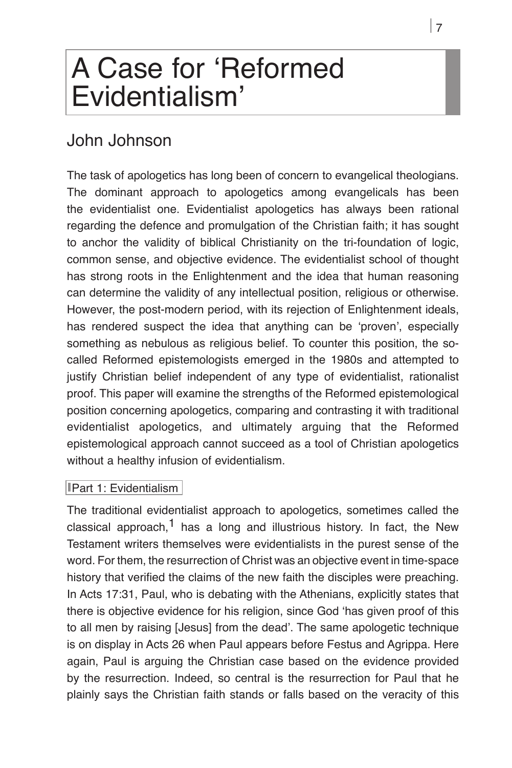# A Case for 'Reformed Evidentialism'

## John Johnson

The task of apologetics has long been of concern to evangelical theologians. The dominant approach to apologetics among evangelicals has been the evidentialist one. Evidentialist apologetics has always been rational regarding the defence and promulgation of the Christian faith; it has sought to anchor the validity of biblical Christianity on the tri-foundation of logic, common sense, and objective evidence. The evidentialist school of thought has strong roots in the Enlightenment and the idea that human reasoning can determine the validity of any intellectual position, religious or otherwise. However, the post-modern period, with its rejection of Enlightenment ideals, has rendered suspect the idea that anything can be 'proven', especially something as nebulous as religious belief. To counter this position, the so-called Reformed epistemologists emerged in the 1980s and attempted to justify Christian belief independent of any type of evidentialist, rationalist proof. This paper will examine the strengths of the Reformed epistemological position concerning apologetics, comparing and contrasting it with traditional evidentialist apologetics, and ultimately arguing that the Reformed epistemological approach cannot succeed as a tool of Christian apologetics without a healthy infusion of evidentialism.

### Part 1: Evidentialism

The traditional evidentialist approach to apologetics, sometimes called the classical approach,[1] has a long and illustrious history. In fact, the New Testament writers themselves were evidentialists in the purest sense of the word. For them, the resurrection of Christ was an objective event in time-space history that verified the claims of the new faith the disciples were preaching. In Acts 17:31, Paul, who is debating with the Athenians, explicitly states that there is objective evidence for his religion, since God 'has given proof of this to all men by raising [Jesus] from the dead'. The same apologetic technique is on display in Acts 26 when Paul appears before Festus and Agrippa. Here again, Paul is arguing the Christian case based on the evidence provided by the resurrection. Indeed, so central is the resurrection for Paul that he plainly says the Christian faith stands or falls based on the veracity of this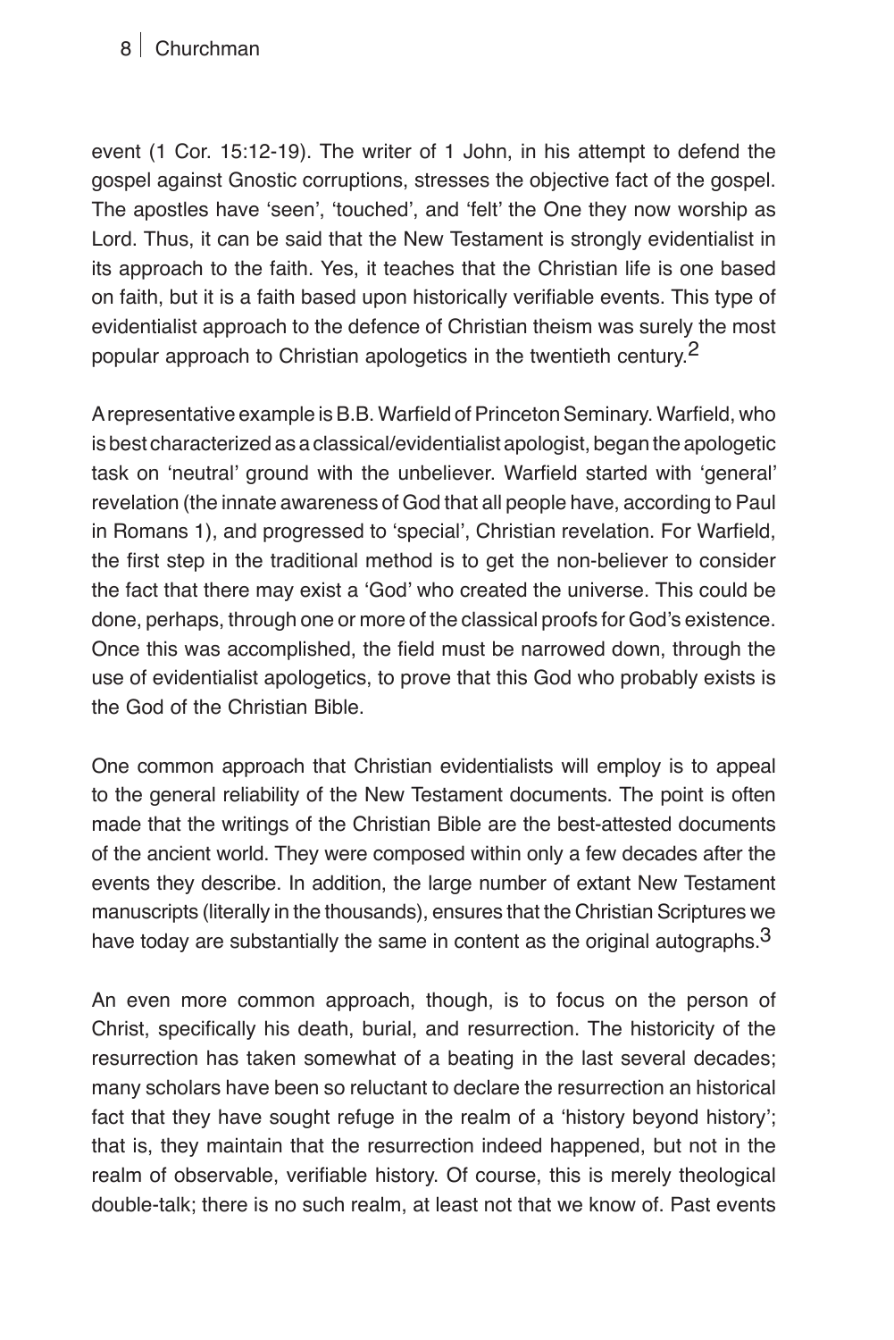event (1 Cor. 15:12-19). The writer of 1 John, in his attempt to defend the gospel against Gnostic corruptions, stresses the objective fact of the gospel. The apostles have 'seen', 'touched', and 'felt' the One they now worship as Lord. Thus, it can be said that the New Testament is strongly evidentialist in its approach to the faith. Yes, it teaches that the Christian life is one based on faith, but it is a faith based upon historically verifiable events. This type of evidentialist approach to the defence of Christian theism was surely the most popular approach to Christian apologetics in the twentieth century.[2]

A representative example is B.B. Warfield of Princeton Seminary. Warfield, who is best characterized as a classical/evidentialist apologist, began the apologetic task on 'neutral' ground with the unbeliever. Warfield started with 'general' revelation (the innate awareness of God that all people have, according to Paul in Romans 1), and progressed to 'special', Christian revelation. For Warfield, the first step in the traditional method is to get the non-believer to consider the fact that there may exist a 'God' who created the universe. This could be done, perhaps, through one or more of the classical proofs for God's existence. Once this was accomplished, the field must be narrowed down, through the use of evidentialist apologetics, to prove that this God who probably exists is the God of the Christian Bible.

One common approach that Christian evidentialists will employ is to appeal to the general reliability of the New Testament documents. The point is often made that the writings of the Christian Bible are the best-attested documents of the ancient world. They were composed within only a few decades after the events they describe. In addition, the large number of extant New Testament manuscripts (literally in the thousands), ensures that the Christian Scriptures we have today are substantially the same in content as the original autographs.[3]

An even more common approach, though, is to focus on the person of Christ, specifically his death, burial, and resurrection. The historicity of the resurrection has taken somewhat of a beating in the last several decades; many scholars have been so reluctant to declare the resurrection an historical fact that they have sought refuge in the realm of a 'history beyond history'; that is, they maintain that the resurrection indeed happened, but not in the realm of observable, verifiable history. Of course, this is merely theological double-talk; there is no such realm, at least not that we know of. Past events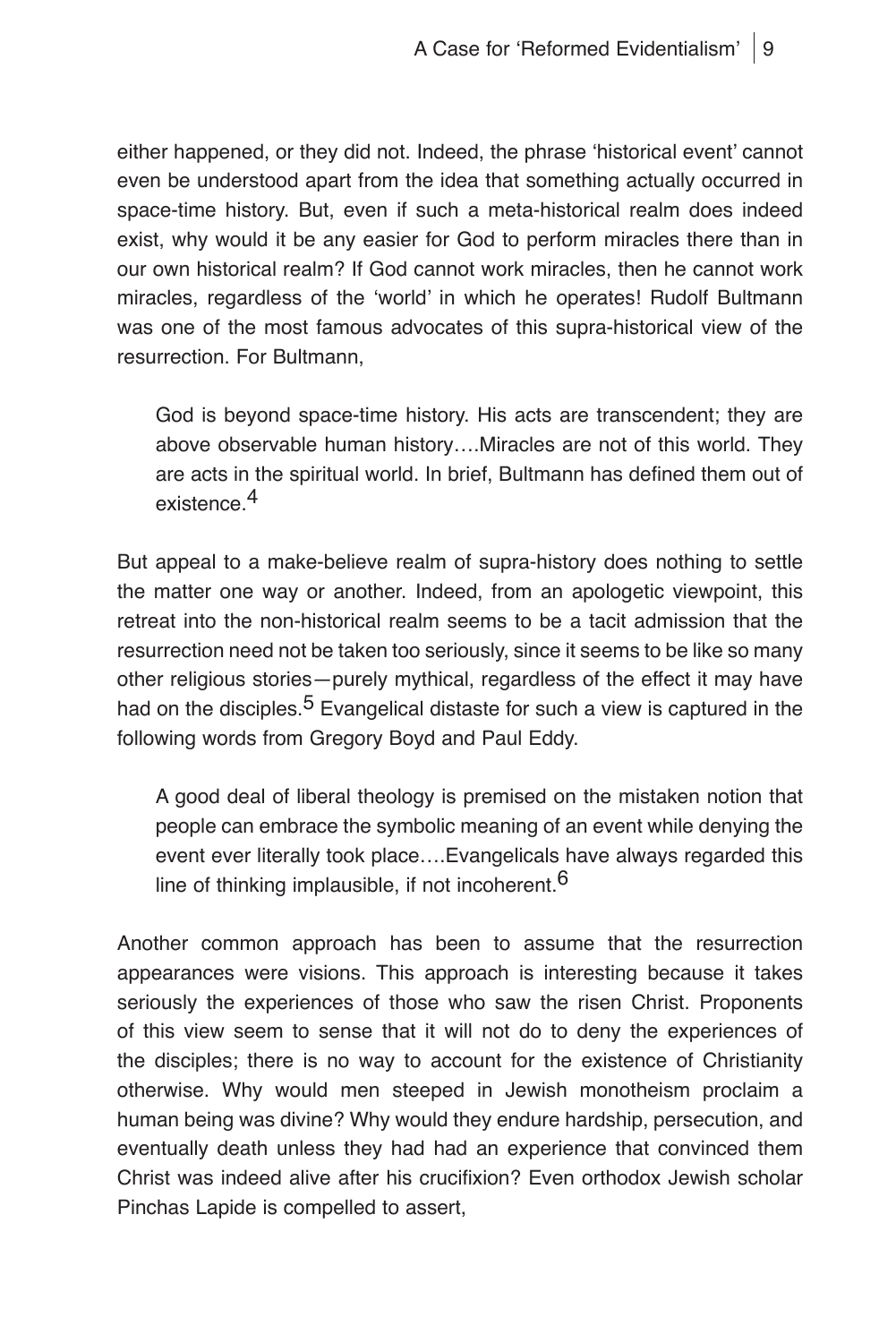either happened, or they did not. Indeed, the phrase 'historical event' cannot even be understood apart from the idea that something actually occurred in space-time history. But, even if such a meta-historical realm does indeed exist, why would it be any easier for God to perform miracles there than in our own historical realm? If God cannot work miracles, then he cannot work miracles, regardless of the 'world' in which he operates! Rudolf Bultmann was one of the most famous advocates of this supra-historical view of the resurrection. For Bultmann,

> God is beyond space-time history. His acts are transcendent; they are above observable human history….Miracles are not of this world. They are acts in the spiritual world. In brief, Bultmann has defined them out of existence.[4]

But appeal to a make-believe realm of supra-history does nothing to settle the matter one way or another. Indeed, from an apologetic viewpoint, this retreat into the non-historical realm seems to be a tacit admission that the resurrection need not be taken too seriously, since it seems to be like so many other religious stories—purely mythical, regardless of the effect it may have had on the disciples.[5] Evangelical distaste for such a view is captured in the following words from Gregory Boyd and Paul Eddy.

> A good deal of liberal theology is premised on the mistaken notion that people can embrace the symbolic meaning of an event while denying the event ever literally took place….Evangelicals have always regarded this line of thinking implausible, if not incoherent.[6]

Another common approach has been to assume that the resurrection appearances were visions. This approach is interesting because it takes seriously the experiences of those who saw the risen Christ. Proponents of this view seem to sense that it will not do to deny the experiences of the disciples; there is no way to account for the existence of Christianity otherwise. Why would men steeped in Jewish monotheism proclaim a human being was divine? Why would they endure hardship, persecution, and eventually death unless they had had an experience that convinced them Christ was indeed alive after his crucifixion? Even orthodox Jewish scholar Pinchas Lapide is compelled to assert,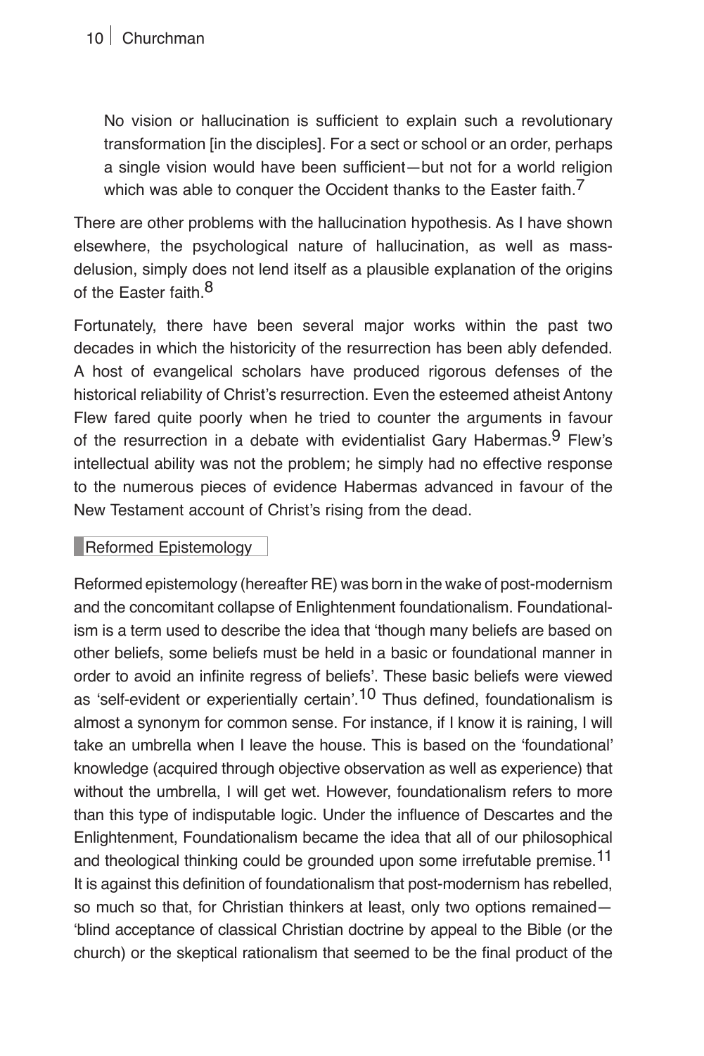> No vision or hallucination is sufficient to explain such a revolutionary transformation [in the disciples]. For a sect or school or an order, perhaps a single vision would have been sufficient—but not for a world religion which was able to conquer the Occident thanks to the Easter faith.[7]

There are other problems with the hallucination hypothesis. As I have shown elsewhere, the psychological nature of hallucination, as well as mass-delusion, simply does not lend itself as a plausible explanation of the origins of the Easter faith.[8]

Fortunately, there have been several major works within the past two decades in which the historicity of the resurrection has been ably defended. A host of evangelical scholars have produced rigorous defenses of the historical reliability of Christ's resurrection. Even the esteemed atheist Antony Flew fared quite poorly when he tried to counter the arguments in favour of the resurrection in a debate with evidentialist Gary Habermas.[9] Flew's intellectual ability was not the problem; he simply had no effective response to the numerous pieces of evidence Habermas advanced in favour of the New Testament account of Christ's rising from the dead.

## Reformed Epistemology

Reformed epistemology (hereafter RE) was born in the wake of post-modernism and the concomitant collapse of Enlightenment foundationalism. Foundationalism is a term used to describe the idea that 'though many beliefs are based on other beliefs, some beliefs must be held in a basic or foundational manner in order to avoid an infinite regress of beliefs'. These basic beliefs were viewed as 'self-evident or experientially certain'.[10] Thus defined, foundationalism is almost a synonym for common sense. For instance, if I know it is raining, I will take an umbrella when I leave the house. This is based on the 'foundational' knowledge (acquired through objective observation as well as experience) that without the umbrella, I will get wet. However, foundationalism refers to more than this type of indisputable logic. Under the influence of Descartes and the Enlightenment, Foundationalism became the idea that all of our philosophical and theological thinking could be grounded upon some irrefutable premise.[11] It is against this definition of foundationalism that post-modernism has rebelled, so much so that, for Christian thinkers at least, only two options remained—'blind acceptance of classical Christian doctrine by appeal to the Bible (or the church) or the skeptical rationalism that seemed to be the final product of the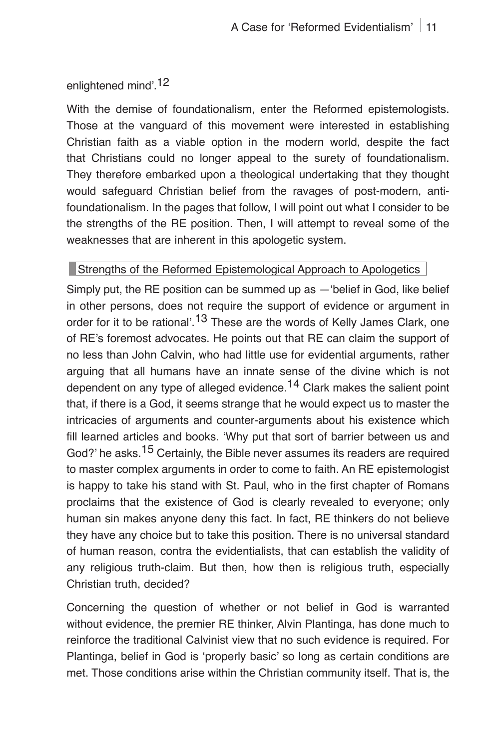enlightened mind'.[12]

With the demise of foundationalism, enter the Reformed epistemologists. Those at the vanguard of this movement were interested in establishing Christian faith as a viable option in the modern world, despite the fact that Christians could no longer appeal to the surety of foundationalism. They therefore embarked upon a theological undertaking that they thought would safeguard Christian belief from the ravages of post-modern, anti-foundationalism. In the pages that follow, I will point out what I consider to be the strengths of the RE position. Then, I will attempt to reveal some of the weaknesses that are inherent in this apologetic system.

## Strengths of the Reformed Epistemological Approach to Apologetics

Simply put, the RE position can be summed up as —'belief in God, like belief in other persons, does not require the support of evidence or argument in order for it to be rational'.[13] These are the words of Kelly James Clark, one of RE's foremost advocates. He points out that RE can claim the support of no less than John Calvin, who had little use for evidential arguments, rather arguing that all humans have an innate sense of the divine which is not dependent on any type of alleged evidence.[14] Clark makes the salient point that, if there is a God, it seems strange that he would expect us to master the intricacies of arguments and counter-arguments about his existence which fill learned articles and books. 'Why put that sort of barrier between us and God?' he asks.[15] Certainly, the Bible never assumes its readers are required to master complex arguments in order to come to faith. An RE epistemologist is happy to take his stand with St. Paul, who in the first chapter of Romans proclaims that the existence of God is clearly revealed to everyone; only human sin makes anyone deny this fact. In fact, RE thinkers do not believe they have any choice but to take this position. There is no universal standard of human reason, contra the evidentialists, that can establish the validity of any religious truth-claim. But then, how then is religious truth, especially Christian truth, decided?

Concerning the question of whether or not belief in God is warranted without evidence, the premier RE thinker, Alvin Plantinga, has done much to reinforce the traditional Calvinist view that no such evidence is required. For Plantinga, belief in God is 'properly basic' so long as certain conditions are met. Those conditions arise within the Christian community itself. That is, the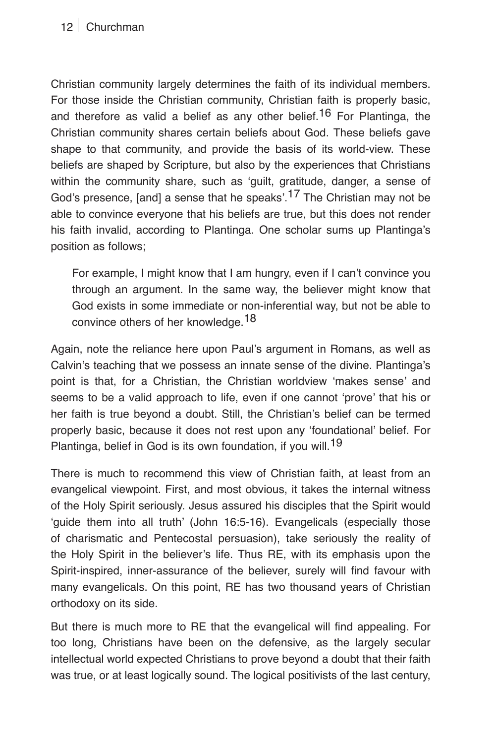Christian community largely determines the faith of its individual members. For those inside the Christian community, Christian faith is properly basic, and therefore as valid a belief as any other belief.[16] For Plantinga, the Christian community shares certain beliefs about God. These beliefs gave shape to that community, and provide the basis of its world-view. These beliefs are shaped by Scripture, but also by the experiences that Christians within the community share, such as 'guilt, gratitude, danger, a sense of God's presence, [and] a sense that he speaks'.[17] The Christian may not be able to convince everyone that his beliefs are true, but this does not render his faith invalid, according to Plantinga. One scholar sums up Plantinga's position as follows;

> For example, I might know that I am hungry, even if I can't convince you through an argument. In the same way, the believer might know that God exists in some immediate or non-inferential way, but not be able to convince others of her knowledge.[18]

Again, note the reliance here upon Paul's argument in Romans, as well as Calvin's teaching that we possess an innate sense of the divine. Plantinga's point is that, for a Christian, the Christian worldview 'makes sense' and seems to be a valid approach to life, even if one cannot 'prove' that his or her faith is true beyond a doubt. Still, the Christian's belief can be termed properly basic, because it does not rest upon any 'foundational' belief. For Plantinga, belief in God is its own foundation, if you will.[19]

There is much to recommend this view of Christian faith, at least from an evangelical viewpoint. First, and most obvious, it takes the internal witness of the Holy Spirit seriously. Jesus assured his disciples that the Spirit would 'guide them into all truth' (John 16:5-16). Evangelicals (especially those of charismatic and Pentecostal persuasion), take seriously the reality of the Holy Spirit in the believer's life. Thus RE, with its emphasis upon the Spirit-inspired, inner-assurance of the believer, surely will find favour with many evangelicals. On this point, RE has two thousand years of Christian orthodoxy on its side.

But there is much more to RE that the evangelical will find appealing. For too long, Christians have been on the defensive, as the largely secular intellectual world expected Christians to prove beyond a doubt that their faith was true, or at least logically sound. The logical positivists of the last century,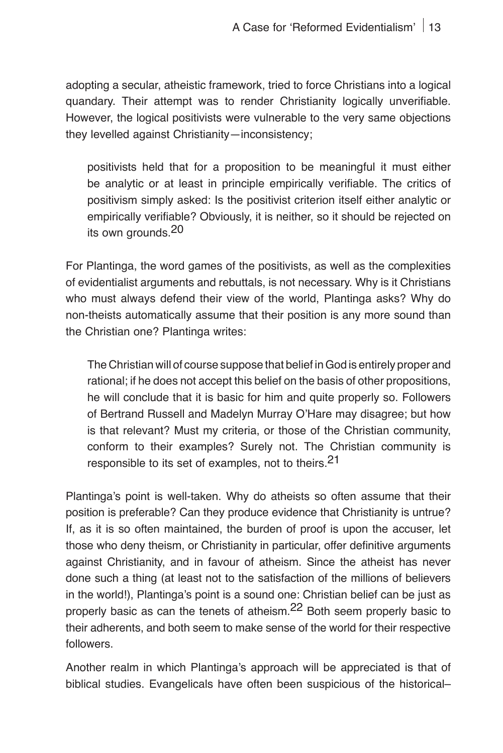adopting a secular, atheistic framework, tried to force Christians into a logical quandary. Their attempt was to render Christianity logically unverifiable. However, the logical positivists were vulnerable to the very same objections they levelled against Christianity—inconsistency;

> positivists held that for a proposition to be meaningful it must either be analytic or at least in principle empirically verifiable. The critics of positivism simply asked: Is the positivist criterion itself either analytic or empirically verifiable? Obviously, it is neither, so it should be rejected on its own grounds.[20]

For Plantinga, the word games of the positivists, as well as the complexities of evidentialist arguments and rebuttals, is not necessary. Why is it Christians who must always defend their view of the world, Plantinga asks? Why do non-theists automatically assume that their position is any more sound than the Christian one? Plantinga writes:

> The Christian will of course suppose that belief in God is entirely proper and rational; if he does not accept this belief on the basis of other propositions, he will conclude that it is basic for him and quite properly so. Followers of Bertrand Russell and Madelyn Murray O'Hare may disagree; but how is that relevant? Must my criteria, or those of the Christian community, conform to their examples? Surely not. The Christian community is responsible to its set of examples, not to theirs.[21]

Plantinga's point is well-taken. Why do atheists so often assume that their position is preferable? Can they produce evidence that Christianity is untrue? If, as it is so often maintained, the burden of proof is upon the accuser, let those who deny theism, or Christianity in particular, offer definitive arguments against Christianity, and in favour of atheism. Since the atheist has never done such a thing (at least not to the satisfaction of the millions of believers in the world!), Plantinga's point is a sound one: Christian belief can be just as properly basic as can the tenets of atheism.[22] Both seem properly basic to their adherents, and both seem to make sense of the world for their respective followers.

Another realm in which Plantinga's approach will be appreciated is that of biblical studies. Evangelicals have often been suspicious of the historical–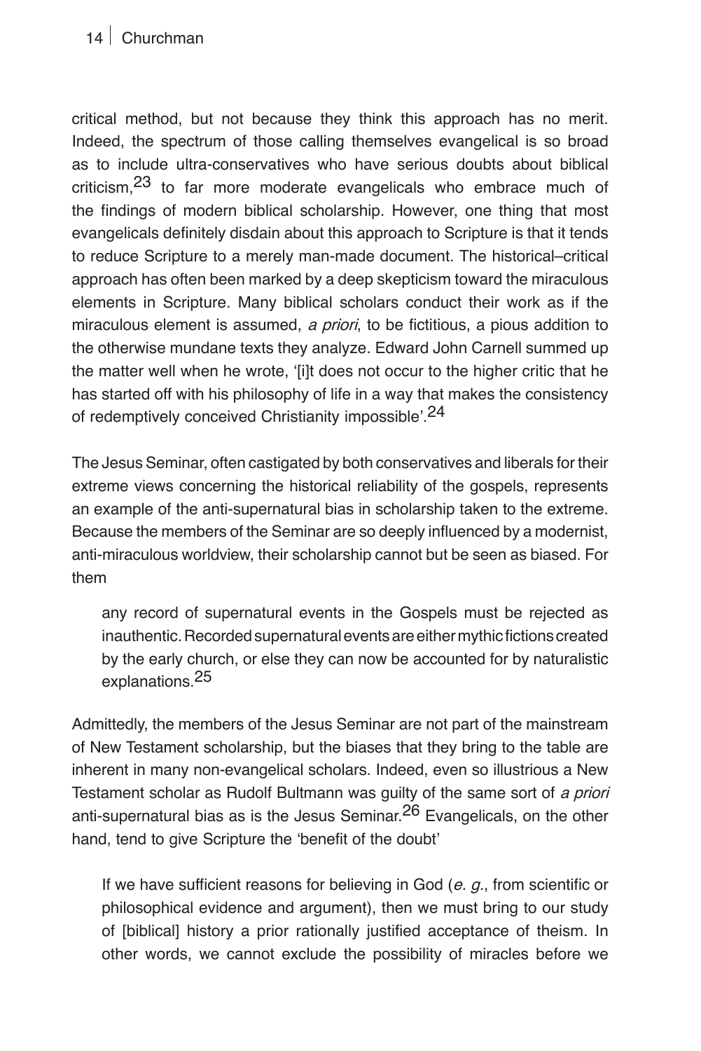critical method, but not because they think this approach has no merit. Indeed, the spectrum of those calling themselves evangelical is so broad as to include ultra-conservatives who have serious doubts about biblical criticism,[23] to far more moderate evangelicals who embrace much of the findings of modern biblical scholarship. However, one thing that most evangelicals definitely disdain about this approach to Scripture is that it tends to reduce Scripture to a merely man-made document. The historical–critical approach has often been marked by a deep skepticism toward the miraculous elements in Scripture. Many biblical scholars conduct their work as if the miraculous element is assumed, *a priori*, to be fictitious, a pious addition to the otherwise mundane texts they analyze. Edward John Carnell summed up the matter well when he wrote, '[i]t does not occur to the higher critic that he has started off with his philosophy of life in a way that makes the consistency of redemptively conceived Christianity impossible'.[24]

The Jesus Seminar, often castigated by both conservatives and liberals for their extreme views concerning the historical reliability of the gospels, represents an example of the anti-supernatural bias in scholarship taken to the extreme. Because the members of the Seminar are so deeply influenced by a modernist, anti-miraculous worldview, their scholarship cannot but be seen as biased. For them

> any record of supernatural events in the Gospels must be rejected as inauthentic. Recorded supernatural events are either mythic fictions created by the early church, or else they can now be accounted for by naturalistic explanations.[25]

Admittedly, the members of the Jesus Seminar are not part of the mainstream of New Testament scholarship, but the biases that they bring to the table are inherent in many non-evangelical scholars. Indeed, even so illustrious a New Testament scholar as Rudolf Bultmann was guilty of the same sort of *a priori* anti-supernatural bias as is the Jesus Seminar.[26] Evangelicals, on the other hand, tend to give Scripture the 'benefit of the doubt'

> If we have sufficient reasons for believing in God (*e. g.*, from scientific or philosophical evidence and argument), then we must bring to our study of [biblical] history a prior rationally justified acceptance of theism. In other words, we cannot exclude the possibility of miracles before we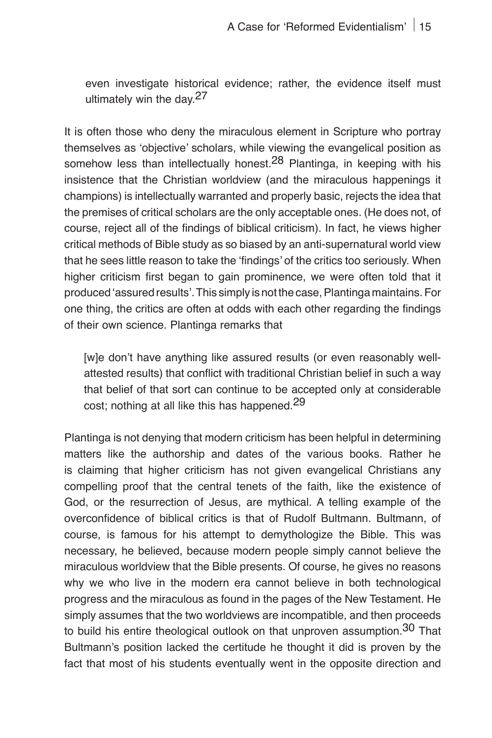> even investigate historical evidence; rather, the evidence itself must ultimately win the day.[27]

It is often those who deny the miraculous element in Scripture who portray themselves as 'objective' scholars, while viewing the evangelical position as somehow less than intellectually honest.[28] Plantinga, in keeping with his insistence that the Christian worldview (and the miraculous happenings it champions) is intellectually warranted and properly basic, rejects the idea that the premises of critical scholars are the only acceptable ones. (He does not, of course, reject all of the findings of biblical criticism). In fact, he views higher critical methods of Bible study as so biased by an anti-supernatural world view that he sees little reason to take the 'findings' of the critics too seriously. When higher criticism first began to gain prominence, we were often told that it produced 'assured results'. This simply is not the case, Plantinga maintains. For one thing, the critics are often at odds with each other regarding the findings of their own science. Plantinga remarks that

> [w]e don't have anything like assured results (or even reasonably well-attested results) that conflict with traditional Christian belief in such a way that belief of that sort can continue to be accepted only at considerable cost; nothing at all like this has happened.[29]

Plantinga is not denying that modern criticism has been helpful in determining matters like the authorship and dates of the various books. Rather he is claiming that higher criticism has not given evangelical Christians any compelling proof that the central tenets of the faith, like the existence of God, or the resurrection of Jesus, are mythical. A telling example of the overconfidence of biblical critics is that of Rudolf Bultmann. Bultmann, of course, is famous for his attempt to demythologize the Bible. This was necessary, he believed, because modern people simply cannot believe the miraculous worldview that the Bible presents. Of course, he gives no reasons why we who live in the modern era cannot believe in both technological progress and the miraculous as found in the pages of the New Testament. He simply assumes that the two worldviews are incompatible, and then proceeds to build his entire theological outlook on that unproven assumption.[30] That Bultmann's position lacked the certitude he thought it did is proven by the fact that most of his students eventually went in the opposite direction and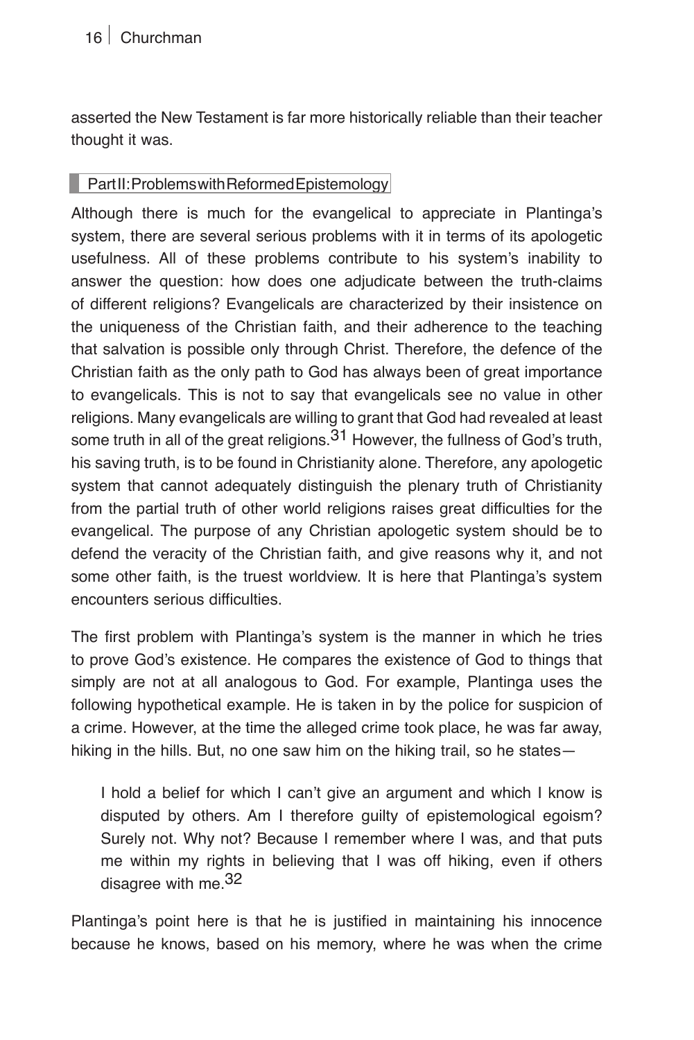asserted the New Testament is far more historically reliable than their teacher thought it was.

## Part II: Problems with Reformed Epistemology

Although there is much for the evangelical to appreciate in Plantinga's system, there are several serious problems with it in terms of its apologetic usefulness. All of these problems contribute to his system's inability to answer the question: how does one adjudicate between the truth-claims of different religions? Evangelicals are characterized by their insistence on the uniqueness of the Christian faith, and their adherence to the teaching that salvation is possible only through Christ. Therefore, the defence of the Christian faith as the only path to God has always been of great importance to evangelicals. This is not to say that evangelicals see no value in other religions. Many evangelicals are willing to grant that God had revealed at least some truth in all of the great religions.[31] However, the fullness of God's truth, his saving truth, is to be found in Christianity alone. Therefore, any apologetic system that cannot adequately distinguish the plenary truth of Christianity from the partial truth of other world religions raises great difficulties for the evangelical. The purpose of any Christian apologetic system should be to defend the veracity of the Christian faith, and give reasons why it, and not some other faith, is the truest worldview. It is here that Plantinga's system encounters serious difficulties.

The first problem with Plantinga's system is the manner in which he tries to prove God's existence. He compares the existence of God to things that simply are not at all analogous to God. For example, Plantinga uses the following hypothetical example. He is taken in by the police for suspicion of a crime. However, at the time the alleged crime took place, he was far away, hiking in the hills. But, no one saw him on the hiking trail, so he states—

> I hold a belief for which I can't give an argument and which I know is disputed by others. Am I therefore guilty of epistemological egoism? Surely not. Why not? Because I remember where I was, and that puts me within my rights in believing that I was off hiking, even if others disagree with me.[32]

Plantinga's point here is that he is justified in maintaining his innocence because he knows, based on his memory, where he was when the crime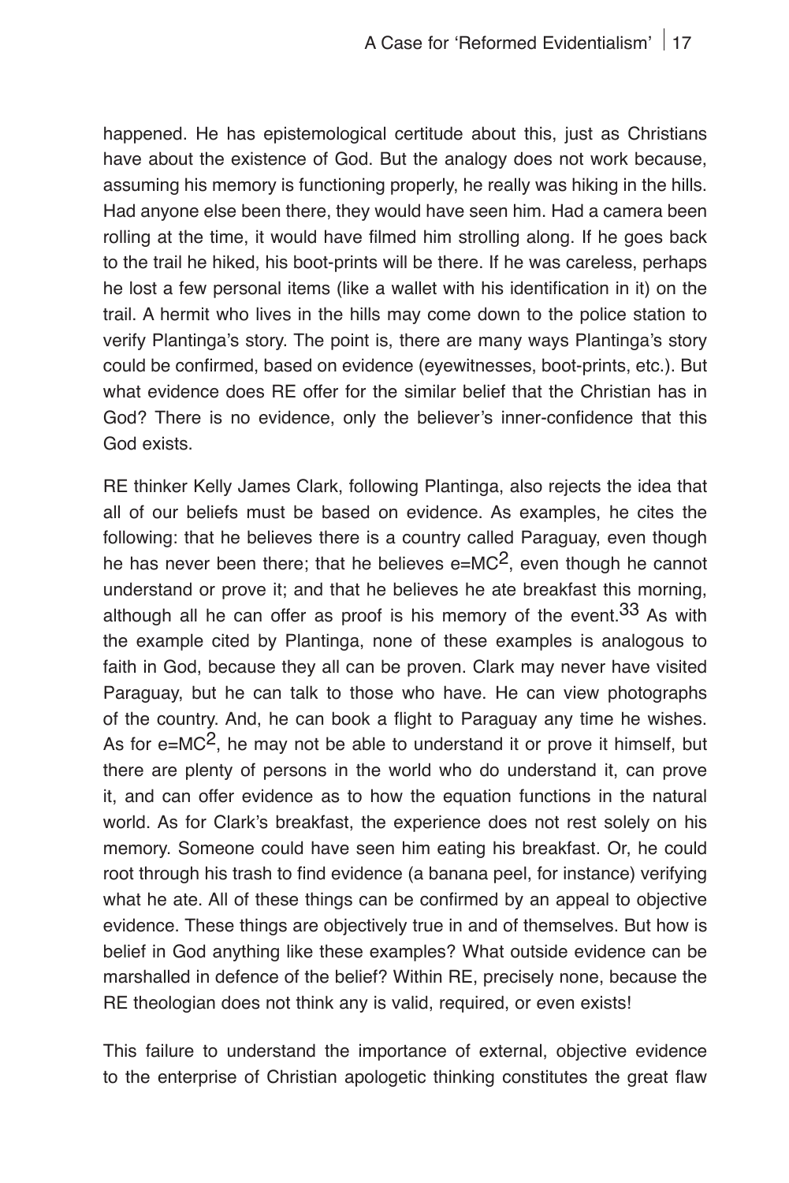happened. He has epistemological certitude about this, just as Christians have about the existence of God. But the analogy does not work because, assuming his memory is functioning properly, he really was hiking in the hills. Had anyone else been there, they would have seen him. Had a camera been rolling at the time, it would have filmed him strolling along. If he goes back to the trail he hiked, his boot-prints will be there. If he was careless, perhaps he lost a few personal items (like a wallet with his identification in it) on the trail. A hermit who lives in the hills may come down to the police station to verify Plantinga's story. The point is, there are many ways Plantinga's story could be confirmed, based on evidence (eyewitnesses, boot-prints, etc.). But what evidence does RE offer for the similar belief that the Christian has in God? There is no evidence, only the believer's inner-confidence that this God exists.

RE thinker Kelly James Clark, following Plantinga, also rejects the idea that all of our beliefs must be based on evidence. As examples, he cites the following: that he believes there is a country called Paraguay, even though he has never been there; that he believes $e=MC^2$, even though he cannot understand or prove it; and that he believes he ate breakfast this morning, although all he can offer as proof is his memory of the event.[33] As with the example cited by Plantinga, none of these examples is analogous to faith in God, because they all can be proven. Clark may never have visited Paraguay, but he can talk to those who have. He can view photographs of the country. And, he can book a flight to Paraguay any time he wishes. As for $e=MC^2$, he may not be able to understand it or prove it himself, but there are plenty of persons in the world who do understand it, can prove it, and can offer evidence as to how the equation functions in the natural world. As for Clark's breakfast, the experience does not rest solely on his memory. Someone could have seen him eating his breakfast. Or, he could root through his trash to find evidence (a banana peel, for instance) verifying what he ate. All of these things can be confirmed by an appeal to objective evidence. These things are objectively true in and of themselves. But how is belief in God anything like these examples? What outside evidence can be marshalled in defence of the belief? Within RE, precisely none, because the RE theologian does not think any is valid, required, or even exists!

This failure to understand the importance of external, objective evidence to the enterprise of Christian apologetic thinking constitutes the great flaw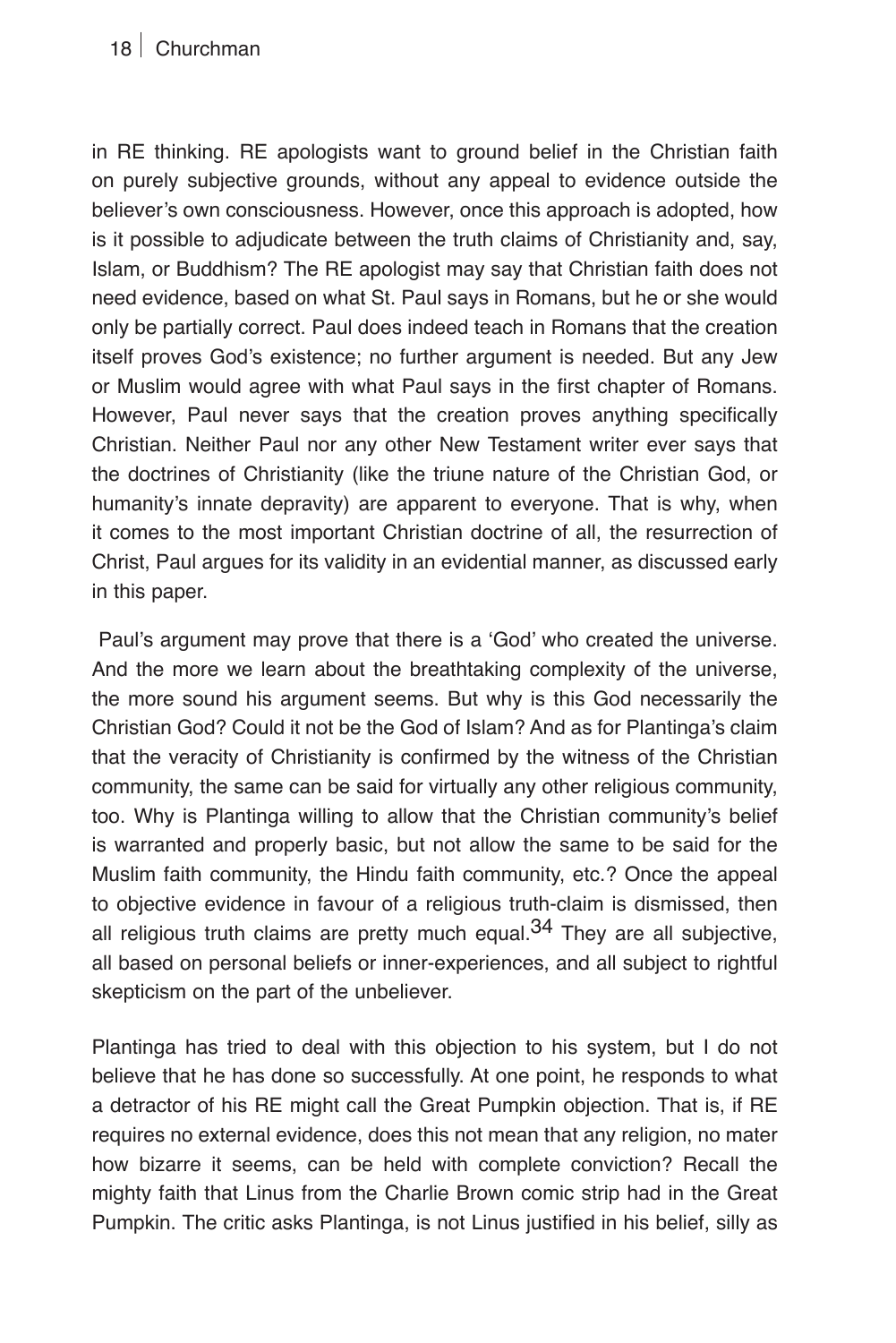in RE thinking. RE apologists want to ground belief in the Christian faith on purely subjective grounds, without any appeal to evidence outside the believer's own consciousness. However, once this approach is adopted, how is it possible to adjudicate between the truth claims of Christianity and, say, Islam, or Buddhism? The RE apologist may say that Christian faith does not need evidence, based on what St. Paul says in Romans, but he or she would only be partially correct. Paul does indeed teach in Romans that the creation itself proves God's existence; no further argument is needed. But any Jew or Muslim would agree with what Paul says in the first chapter of Romans. However, Paul never says that the creation proves anything specifically Christian. Neither Paul nor any other New Testament writer ever says that the doctrines of Christianity (like the triune nature of the Christian God, or humanity's innate depravity) are apparent to everyone. That is why, when it comes to the most important Christian doctrine of all, the resurrection of Christ, Paul argues for its validity in an evidential manner, as discussed early in this paper.

Paul's argument may prove that there is a 'God' who created the universe. And the more we learn about the breathtaking complexity of the universe, the more sound his argument seems. But why is this God necessarily the Christian God? Could it not be the God of Islam? And as for Plantinga's claim that the veracity of Christianity is confirmed by the witness of the Christian community, the same can be said for virtually any other religious community, too. Why is Plantinga willing to allow that the Christian community's belief is warranted and properly basic, but not allow the same to be said for the Muslim faith community, the Hindu faith community, etc.? Once the appeal to objective evidence in favour of a religious truth-claim is dismissed, then all religious truth claims are pretty much equal.[34] They are all subjective, all based on personal beliefs or inner-experiences, and all subject to rightful skepticism on the part of the unbeliever.

Plantinga has tried to deal with this objection to his system, but I do not believe that he has done so successfully. At one point, he responds to what a detractor of his RE might call the Great Pumpkin objection. That is, if RE requires no external evidence, does this not mean that any religion, no mater how bizarre it seems, can be held with complete conviction? Recall the mighty faith that Linus from the Charlie Brown comic strip had in the Great Pumpkin. The critic asks Plantinga, is not Linus justified in his belief, silly as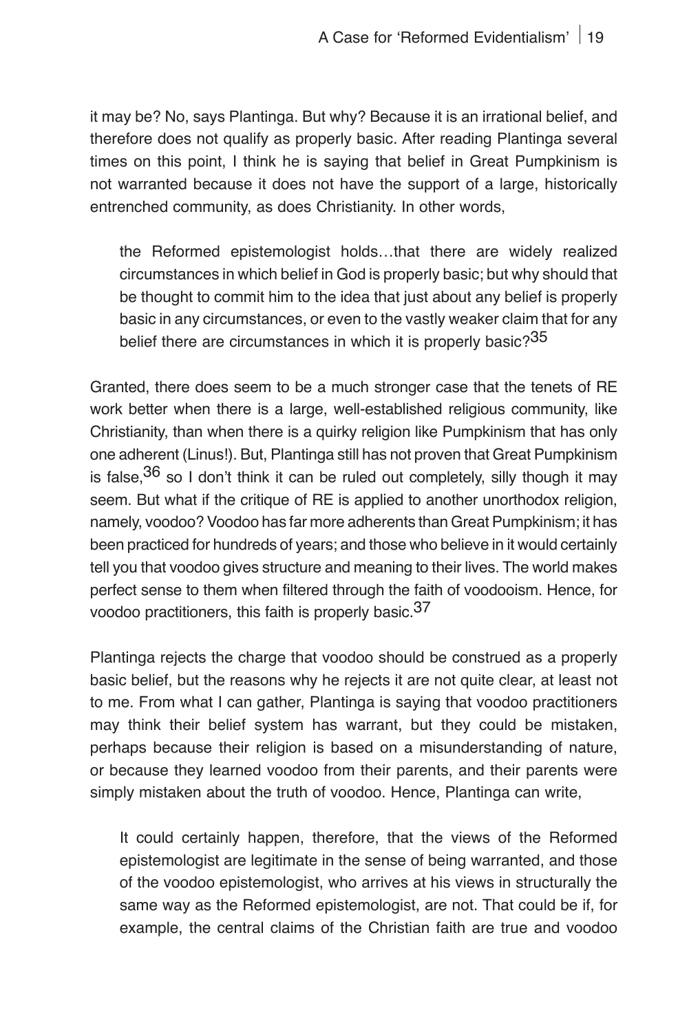it may be? No, says Plantinga. But why? Because it is an irrational belief, and therefore does not qualify as properly basic. After reading Plantinga several times on this point, I think he is saying that belief in Great Pumpkinism is not warranted because it does not have the support of a large, historically entrenched community, as does Christianity. In other words,

> the Reformed epistemologist holds…that there are widely realized circumstances in which belief in God is properly basic; but why should that be thought to commit him to the idea that just about any belief is properly basic in any circumstances, or even to the vastly weaker claim that for any belief there are circumstances in which it is properly basic?[35]

Granted, there does seem to be a much stronger case that the tenets of RE work better when there is a large, well-established religious community, like Christianity, than when there is a quirky religion like Pumpkinism that has only one adherent (Linus!). But, Plantinga still has not proven that Great Pumpkinism is false,[36] so I don't think it can be ruled out completely, silly though it may seem. But what if the critique of RE is applied to another unorthodox religion, namely, voodoo? Voodoo has far more adherents than Great Pumpkinism; it has been practiced for hundreds of years; and those who believe in it would certainly tell you that voodoo gives structure and meaning to their lives. The world makes perfect sense to them when filtered through the faith of voodooism. Hence, for voodoo practitioners, this faith is properly basic.[37]

Plantinga rejects the charge that voodoo should be construed as a properly basic belief, but the reasons why he rejects it are not quite clear, at least not to me. From what I can gather, Plantinga is saying that voodoo practitioners may think their belief system has warrant, but they could be mistaken, perhaps because their religion is based on a misunderstanding of nature, or because they learned voodoo from their parents, and their parents were simply mistaken about the truth of voodoo. Hence, Plantinga can write,

> It could certainly happen, therefore, that the views of the Reformed epistemologist are legitimate in the sense of being warranted, and those of the voodoo epistemologist, who arrives at his views in structurally the same way as the Reformed epistemologist, are not. That could be if, for example, the central claims of the Christian faith are true and voodoo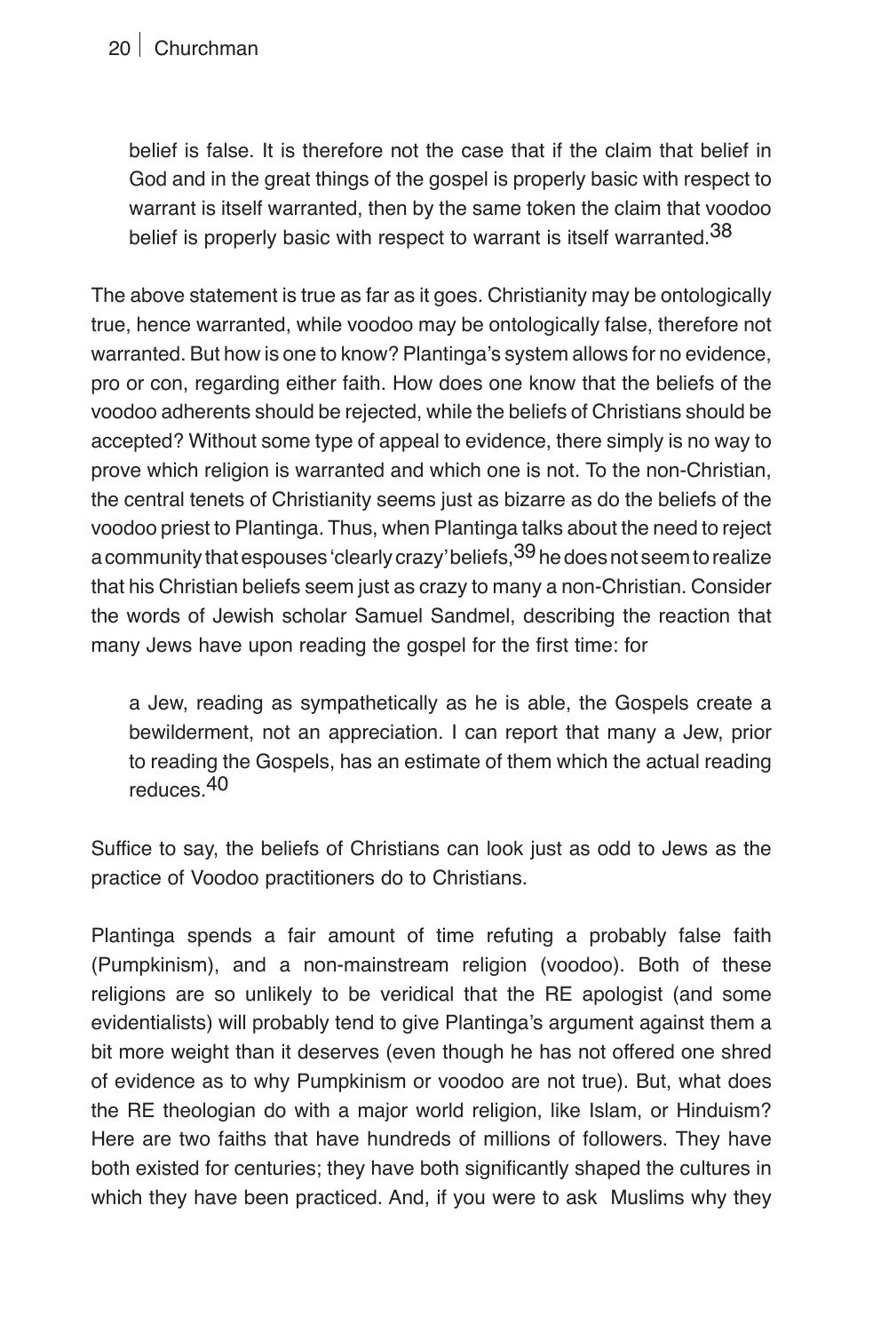> belief is false. It is therefore not the case that if the claim that belief in God and in the great things of the gospel is properly basic with respect to warrant is itself warranted, then by the same token the claim that voodoo belief is properly basic with respect to warrant is itself warranted.[38]

The above statement is true as far as it goes. Christianity may be ontologically true, hence warranted, while voodoo may be ontologically false, therefore not warranted. But how is one to know? Plantinga's system allows for no evidence, pro or con, regarding either faith. How does one know that the beliefs of the voodoo adherents should be rejected, while the beliefs of Christians should be accepted? Without some type of appeal to evidence, there simply is no way to prove which religion is warranted and which one is not. To the non-Christian, the central tenets of Christianity seems just as bizarre as do the beliefs of the voodoo priest to Plantinga. Thus, when Plantinga talks about the need to reject a community that espouses 'clearly crazy' beliefs,[39] he does not seem to realize that his Christian beliefs seem just as crazy to many a non-Christian. Consider the words of Jewish scholar Samuel Sandmel, describing the reaction that many Jews have upon reading the gospel for the first time: for

> a Jew, reading as sympathetically as he is able, the Gospels create a bewilderment, not an appreciation. I can report that many a Jew, prior to reading the Gospels, has an estimate of them which the actual reading reduces.[40]

Suffice to say, the beliefs of Christians can look just as odd to Jews as the practice of Voodoo practitioners do to Christians.

Plantinga spends a fair amount of time refuting a probably false faith (Pumpkinism), and a non-mainstream religion (voodoo). Both of these religions are so unlikely to be veridical that the RE apologist (and some evidentialists) will probably tend to give Plantinga's argument against them a bit more weight than it deserves (even though he has not offered one shred of evidence as to why Pumpkinism or voodoo are not true). But, what does the RE theologian do with a major world religion, like Islam, or Hinduism? Here are two faiths that have hundreds of millions of followers. They have both existed for centuries; they have both significantly shaped the cultures in which they have been practiced. And, if you were to ask Muslims why they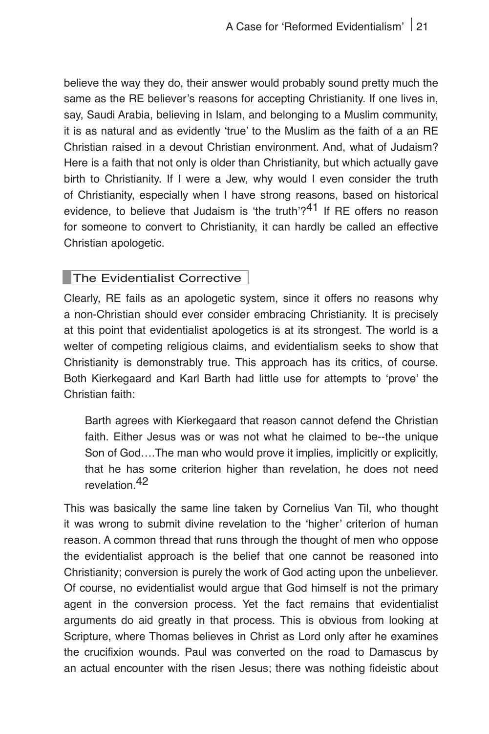believe the way they do, their answer would probably sound pretty much the same as the RE believer's reasons for accepting Christianity. If one lives in, say, Saudi Arabia, believing in Islam, and belonging to a Muslim community, it is as natural and as evidently 'true' to the Muslim as the faith of a an RE Christian raised in a devout Christian environment. And, what of Judaism? Here is a faith that not only is older than Christianity, but which actually gave birth to Christianity. If I were a Jew, why would I even consider the truth of Christianity, especially when I have strong reasons, based on historical evidence, to believe that Judaism is 'the truth'?[41] If RE offers no reason for someone to convert to Christianity, it can hardly be called an effective Christian apologetic.

## The Evidentialist Corrective

Clearly, RE fails as an apologetic system, since it offers no reasons why a non-Christian should ever consider embracing Christianity. It is precisely at this point that evidentialist apologetics is at its strongest. The world is a welter of competing religious claims, and evidentialism seeks to show that Christianity is demonstrably true. This approach has its critics, of course. Both Kierkegaard and Karl Barth had little use for attempts to 'prove' the Christian faith:

> Barth agrees with Kierkegaard that reason cannot defend the Christian faith. Either Jesus was or was not what he claimed to be--the unique Son of God….The man who would prove it implies, implicitly or explicitly, that he has some criterion higher than revelation, he does not need revelation.[42]

This was basically the same line taken by Cornelius Van Til, who thought it was wrong to submit divine revelation to the 'higher' criterion of human reason. A common thread that runs through the thought of men who oppose the evidentialist approach is the belief that one cannot be reasoned into Christianity; conversion is purely the work of God acting upon the unbeliever. Of course, no evidentialist would argue that God himself is not the primary agent in the conversion process. Yet the fact remains that evidentialist arguments do aid greatly in that process. This is obvious from looking at Scripture, where Thomas believes in Christ as Lord only after he examines the crucifixion wounds. Paul was converted on the road to Damascus by an actual encounter with the risen Jesus; there was nothing fideistic about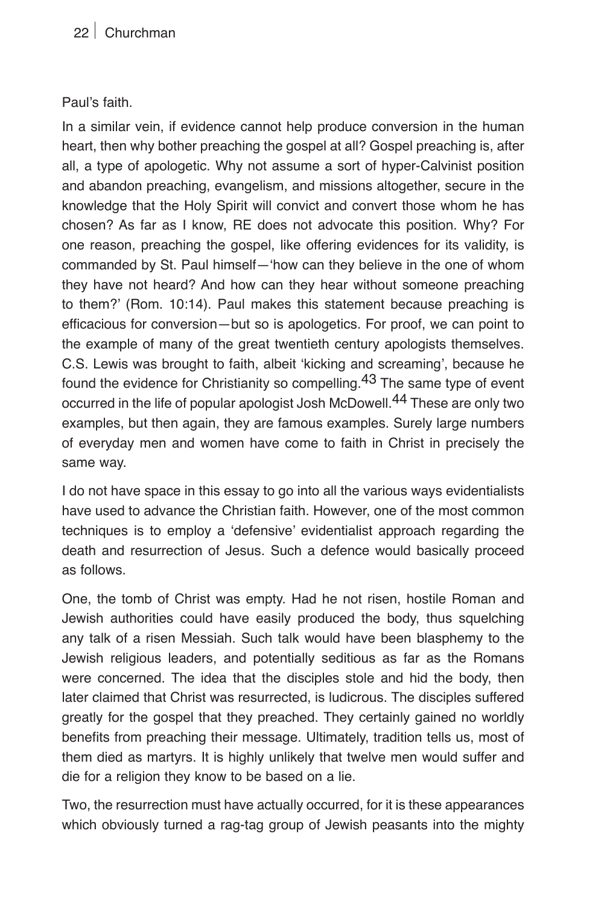Paul's faith.

In a similar vein, if evidence cannot help produce conversion in the human heart, then why bother preaching the gospel at all? Gospel preaching is, after all, a type of apologetic. Why not assume a sort of hyper-Calvinist position and abandon preaching, evangelism, and missions altogether, secure in the knowledge that the Holy Spirit will convict and convert those whom he has chosen? As far as I know, RE does not advocate this position. Why? For one reason, preaching the gospel, like offering evidences for its validity, is commanded by St. Paul himself—'how can they believe in the one of whom they have not heard? And how can they hear without someone preaching to them?' (Rom. 10:14). Paul makes this statement because preaching is efficacious for conversion—but so is apologetics. For proof, we can point to the example of many of the great twentieth century apologists themselves. C.S. Lewis was brought to faith, albeit 'kicking and screaming', because he found the evidence for Christianity so compelling.[43] The same type of event occurred in the life of popular apologist Josh McDowell.[44] These are only two examples, but then again, they are famous examples. Surely large numbers of everyday men and women have come to faith in Christ in precisely the same way.

I do not have space in this essay to go into all the various ways evidentialists have used to advance the Christian faith. However, one of the most common techniques is to employ a 'defensive' evidentialist approach regarding the death and resurrection of Jesus. Such a defence would basically proceed as follows.

One, the tomb of Christ was empty. Had he not risen, hostile Roman and Jewish authorities could have easily produced the body, thus squelching any talk of a risen Messiah. Such talk would have been blasphemy to the Jewish religious leaders, and potentially seditious as far as the Romans were concerned. The idea that the disciples stole and hid the body, then later claimed that Christ was resurrected, is ludicrous. The disciples suffered greatly for the gospel that they preached. They certainly gained no worldly benefits from preaching their message. Ultimately, tradition tells us, most of them died as martyrs. It is highly unlikely that twelve men would suffer and die for a religion they know to be based on a lie.

Two, the resurrection must have actually occurred, for it is these appearances which obviously turned a rag-tag group of Jewish peasants into the mighty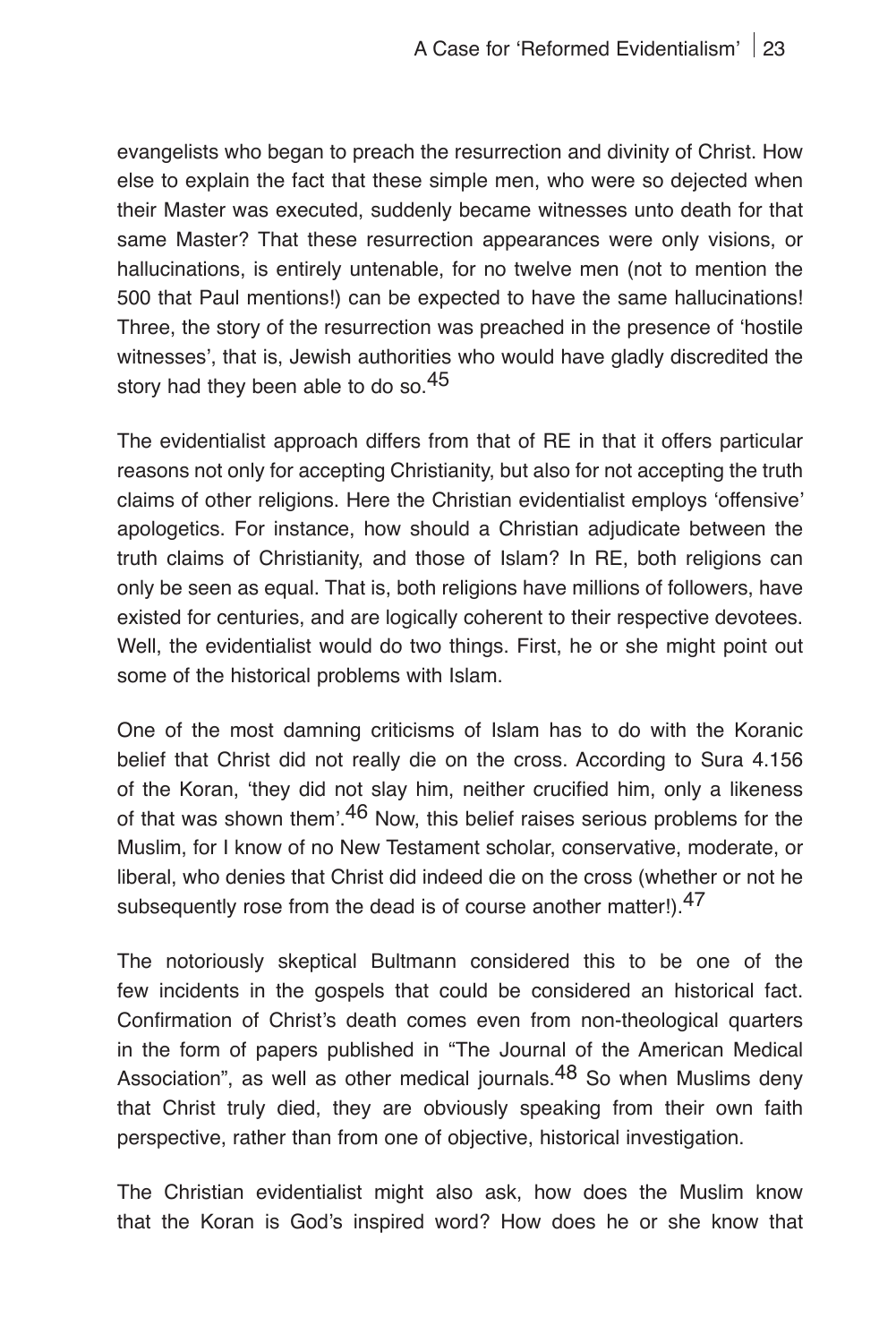evangelists who began to preach the resurrection and divinity of Christ. How else to explain the fact that these simple men, who were so dejected when their Master was executed, suddenly became witnesses unto death for that same Master? That these resurrection appearances were only visions, or hallucinations, is entirely untenable, for no twelve men (not to mention the 500 that Paul mentions!) can be expected to have the same hallucinations! Three, the story of the resurrection was preached in the presence of 'hostile witnesses', that is, Jewish authorities who would have gladly discredited the story had they been able to do so.[45]

The evidentialist approach differs from that of RE in that it offers particular reasons not only for accepting Christianity, but also for not accepting the truth claims of other religions. Here the Christian evidentialist employs 'offensive' apologetics. For instance, how should a Christian adjudicate between the truth claims of Christianity, and those of Islam? In RE, both religions can only be seen as equal. That is, both religions have millions of followers, have existed for centuries, and are logically coherent to their respective devotees. Well, the evidentialist would do two things. First, he or she might point out some of the historical problems with Islam.

One of the most damning criticisms of Islam has to do with the Koranic belief that Christ did not really die on the cross. According to Sura 4.156 of the Koran, 'they did not slay him, neither crucified him, only a likeness of that was shown them'.[46] Now, this belief raises serious problems for the Muslim, for I know of no New Testament scholar, conservative, moderate, or liberal, who denies that Christ did indeed die on the cross (whether or not he subsequently rose from the dead is of course another matter!).[47]

The notoriously skeptical Bultmann considered this to be one of the few incidents in the gospels that could be considered an historical fact. Confirmation of Christ's death comes even from non-theological quarters in the form of papers published in "The Journal of the American Medical Association", as well as other medical journals.[48] So when Muslims deny that Christ truly died, they are obviously speaking from their own faith perspective, rather than from one of objective, historical investigation.

The Christian evidentialist might also ask, how does the Muslim know that the Koran is God's inspired word? How does he or she know that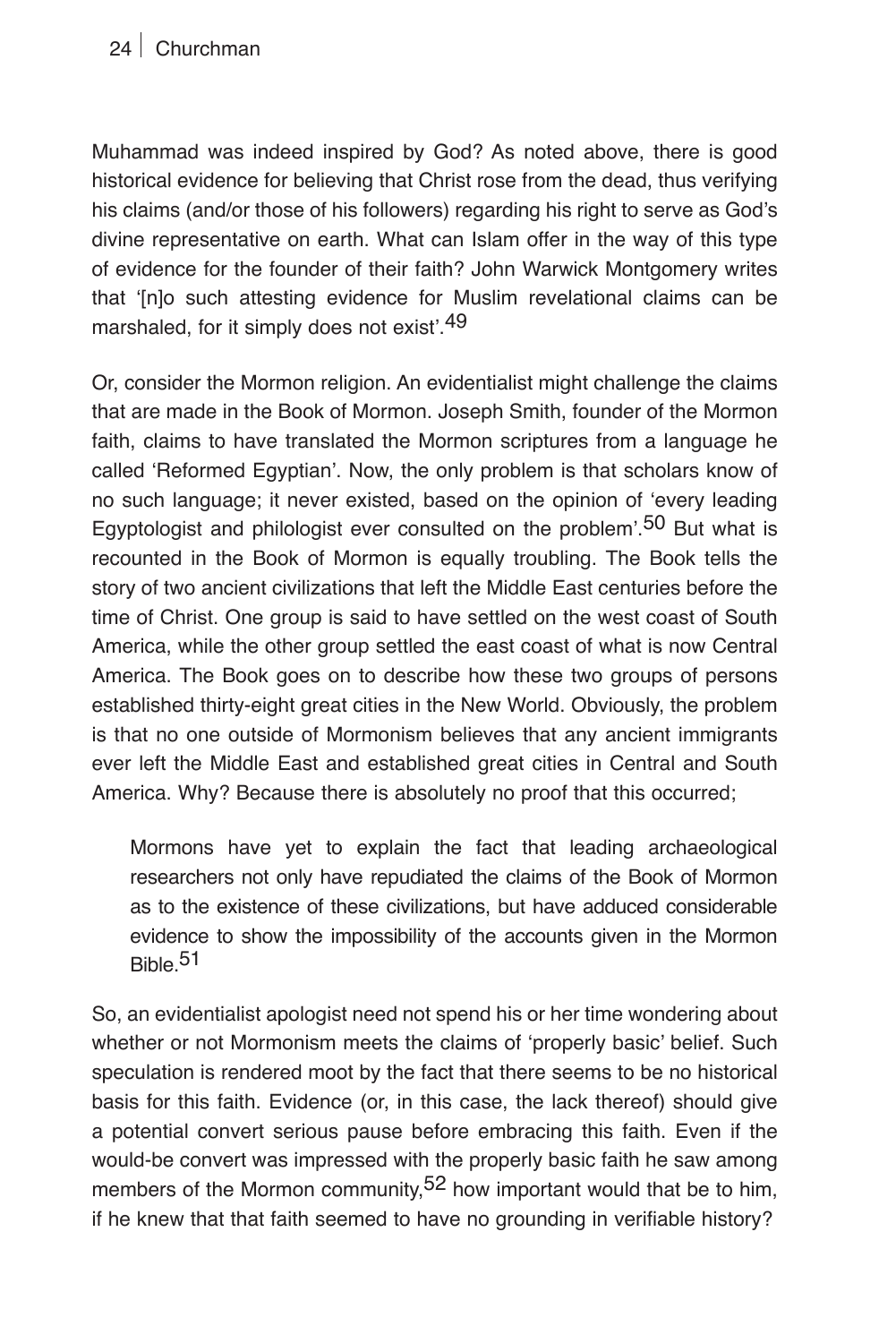Muhammad was indeed inspired by God? As noted above, there is good historical evidence for believing that Christ rose from the dead, thus verifying his claims (and/or those of his followers) regarding his right to serve as God's divine representative on earth. What can Islam offer in the way of this type of evidence for the founder of their faith? John Warwick Montgomery writes that '[n]o such attesting evidence for Muslim revelational claims can be marshaled, for it simply does not exist'.[49]

Or, consider the Mormon religion. An evidentialist might challenge the claims that are made in the Book of Mormon. Joseph Smith, founder of the Mormon faith, claims to have translated the Mormon scriptures from a language he called 'Reformed Egyptian'. Now, the only problem is that scholars know of no such language; it never existed, based on the opinion of 'every leading Egyptologist and philologist ever consulted on the problem'.[50] But what is recounted in the Book of Mormon is equally troubling. The Book tells the story of two ancient civilizations that left the Middle East centuries before the time of Christ. One group is said to have settled on the west coast of South America, while the other group settled the east coast of what is now Central America. The Book goes on to describe how these two groups of persons established thirty-eight great cities in the New World. Obviously, the problem is that no one outside of Mormonism believes that any ancient immigrants ever left the Middle East and established great cities in Central and South America. Why? Because there is absolutely no proof that this occurred;

> Mormons have yet to explain the fact that leading archaeological researchers not only have repudiated the claims of the Book of Mormon as to the existence of these civilizations, but have adduced considerable evidence to show the impossibility of the accounts given in the Mormon Bible.[51]

So, an evidentialist apologist need not spend his or her time wondering about whether or not Mormonism meets the claims of 'properly basic' belief. Such speculation is rendered moot by the fact that there seems to be no historical basis for this faith. Evidence (or, in this case, the lack thereof) should give a potential convert serious pause before embracing this faith. Even if the would-be convert was impressed with the properly basic faith he saw among members of the Mormon community,[52] how important would that be to him, if he knew that that faith seemed to have no grounding in verifiable history?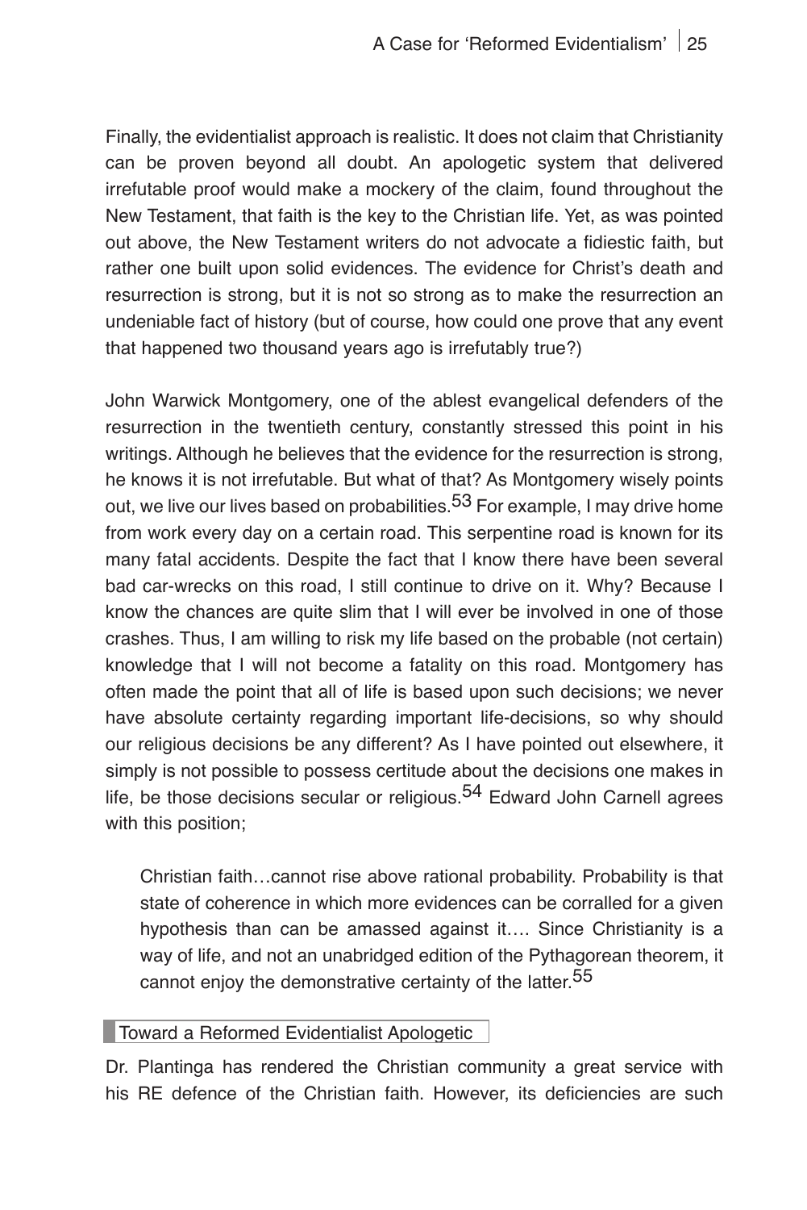Finally, the evidentialist approach is realistic. It does not claim that Christianity can be proven beyond all doubt. An apologetic system that delivered irrefutable proof would make a mockery of the claim, found throughout the New Testament, that faith is the key to the Christian life. Yet, as was pointed out above, the New Testament writers do not advocate a fidiestic faith, but rather one built upon solid evidences. The evidence for Christ's death and resurrection is strong, but it is not so strong as to make the resurrection an undeniable fact of history (but of course, how could one prove that any event that happened two thousand years ago is irrefutably true?)

John Warwick Montgomery, one of the ablest evangelical defenders of the resurrection in the twentieth century, constantly stressed this point in his writings. Although he believes that the evidence for the resurrection is strong, he knows it is not irrefutable. But what of that? As Montgomery wisely points out, we live our lives based on probabilities.[53] For example, I may drive home from work every day on a certain road. This serpentine road is known for its many fatal accidents. Despite the fact that I know there have been several bad car-wrecks on this road, I still continue to drive on it. Why? Because I know the chances are quite slim that I will ever be involved in one of those crashes. Thus, I am willing to risk my life based on the probable (not certain) knowledge that I will not become a fatality on this road. Montgomery has often made the point that all of life is based upon such decisions; we never have absolute certainty regarding important life-decisions, so why should our religious decisions be any different? As I have pointed out elsewhere, it simply is not possible to possess certitude about the decisions one makes in life, be those decisions secular or religious.[54] Edward John Carnell agrees with this position;

> Christian faith…cannot rise above rational probability. Probability is that state of coherence in which more evidences can be corralled for a given hypothesis than can be amassed against it…. Since Christianity is a way of life, and not an unabridged edition of the Pythagorean theorem, it cannot enjoy the demonstrative certainty of the latter.[55]

## Toward a Reformed Evidentialist Apologetic

Dr. Plantinga has rendered the Christian community a great service with his RE defence of the Christian faith. However, its deficiencies are such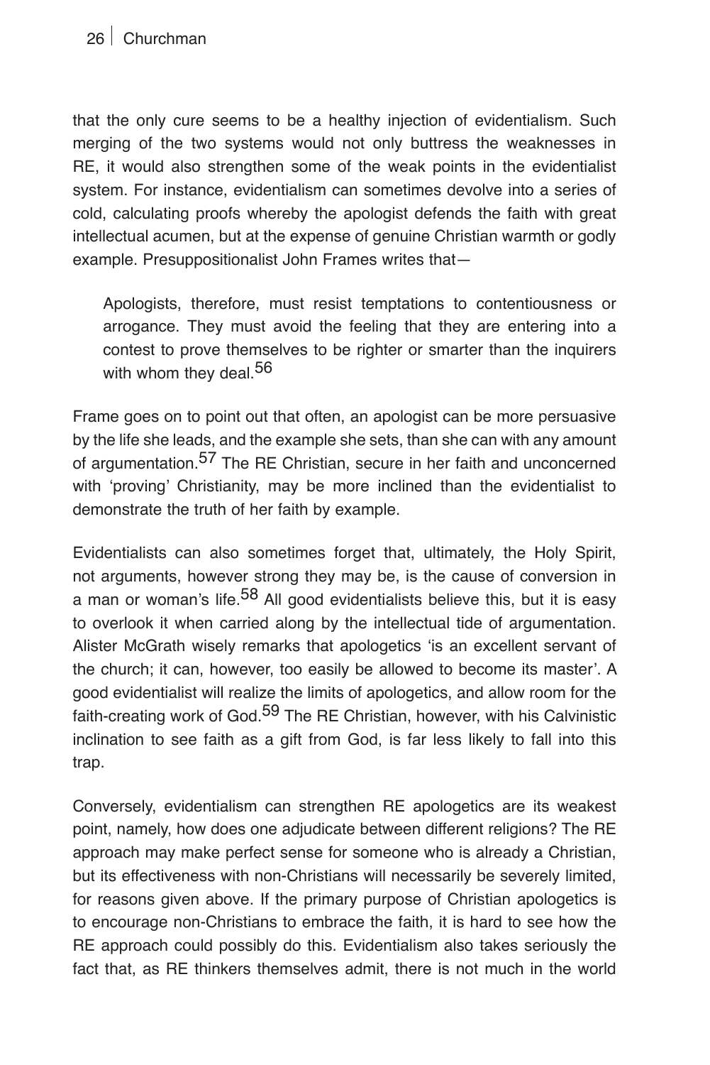that the only cure seems to be a healthy injection of evidentialism. Such merging of the two systems would not only buttress the weaknesses in RE, it would also strengthen some of the weak points in the evidentialist system. For instance, evidentialism can sometimes devolve into a series of cold, calculating proofs whereby the apologist defends the faith with great intellectual acumen, but at the expense of genuine Christian warmth or godly example. Presuppositionalist John Frames writes that—

> Apologists, therefore, must resist temptations to contentiousness or arrogance. They must avoid the feeling that they are entering into a contest to prove themselves to be righter or smarter than the inquirers with whom they deal.[56]

Frame goes on to point out that often, an apologist can be more persuasive by the life she leads, and the example she sets, than she can with any amount of argumentation.[57] The RE Christian, secure in her faith and unconcerned with 'proving' Christianity, may be more inclined than the evidentialist to demonstrate the truth of her faith by example.

Evidentialists can also sometimes forget that, ultimately, the Holy Spirit, not arguments, however strong they may be, is the cause of conversion in a man or woman's life.[58] All good evidentialists believe this, but it is easy to overlook it when carried along by the intellectual tide of argumentation. Alister McGrath wisely remarks that apologetics 'is an excellent servant of the church; it can, however, too easily be allowed to become its master'. A good evidentialist will realize the limits of apologetics, and allow room for the faith-creating work of God.[59] The RE Christian, however, with his Calvinistic inclination to see faith as a gift from God, is far less likely to fall into this trap.

Conversely, evidentialism can strengthen RE apologetics are its weakest point, namely, how does one adjudicate between different religions? The RE approach may make perfect sense for someone who is already a Christian, but its effectiveness with non-Christians will necessarily be severely limited, for reasons given above. If the primary purpose of Christian apologetics is to encourage non-Christians to embrace the faith, it is hard to see how the RE approach could possibly do this. Evidentialism also takes seriously the fact that, as RE thinkers themselves admit, there is not much in the world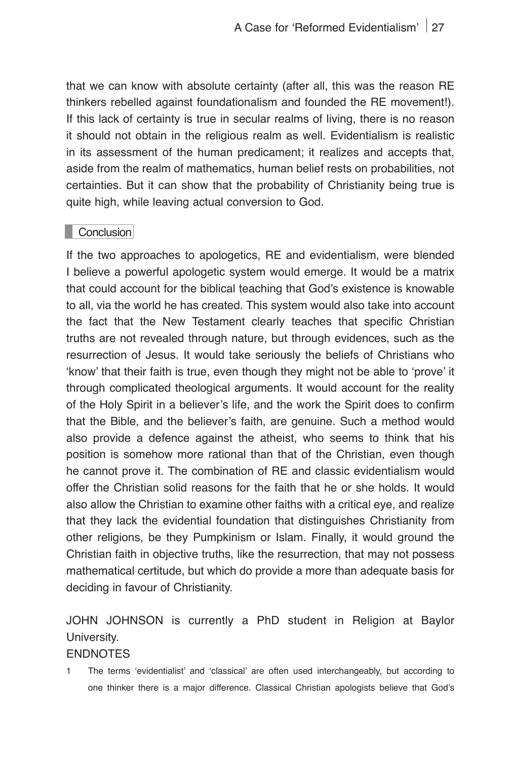that we can know with absolute certainty (after all, this was the reason RE thinkers rebelled against foundationalism and founded the RE movement!). If this lack of certainty is true in secular realms of living, there is no reason it should not obtain in the religious realm as well. Evidentialism is realistic in its assessment of the human predicament; it realizes and accepts that, aside from the realm of mathematics, human belief rests on probabilities, not certainties. But it can show that the probability of Christianity being true is quite high, while leaving actual conversion to God.

## Conclusion

If the two approaches to apologetics, RE and evidentialism, were blended I believe a powerful apologetic system would emerge. It would be a matrix that could account for the biblical teaching that God's existence is knowable to all, via the world he has created. This system would also take into account the fact that the New Testament clearly teaches that specific Christian truths are not revealed through nature, but through evidences, such as the resurrection of Jesus. It would take seriously the beliefs of Christians who 'know' that their faith is true, even though they might not be able to 'prove' it through complicated theological arguments. It would account for the reality of the Holy Spirit in a believer's life, and the work the Spirit does to confirm that the Bible, and the believer's faith, are genuine. Such a method would also provide a defence against the atheist, who seems to think that his position is somehow more rational than that of the Christian, even though he cannot prove it. The combination of RE and classic evidentialism would offer the Christian solid reasons for the faith that he or she holds. It would also allow the Christian to examine other faiths with a critical eye, and realize that they lack the evidential foundation that distinguishes Christianity from other religions, be they Pumpkinism or Islam. Finally, it would ground the Christian faith in objective truths, like the resurrection, that may not possess mathematical certitude, but which do provide a more than adequate basis for deciding in favour of Christianity.

JOHN JOHNSON is currently a PhD student in Religion at Baylor University.

ENDNOTES

1 The terms 'evidentialist' and 'classical' are often used interchangeably, but according to one thinker there is a major difference. Classical Christian apologists believe that God's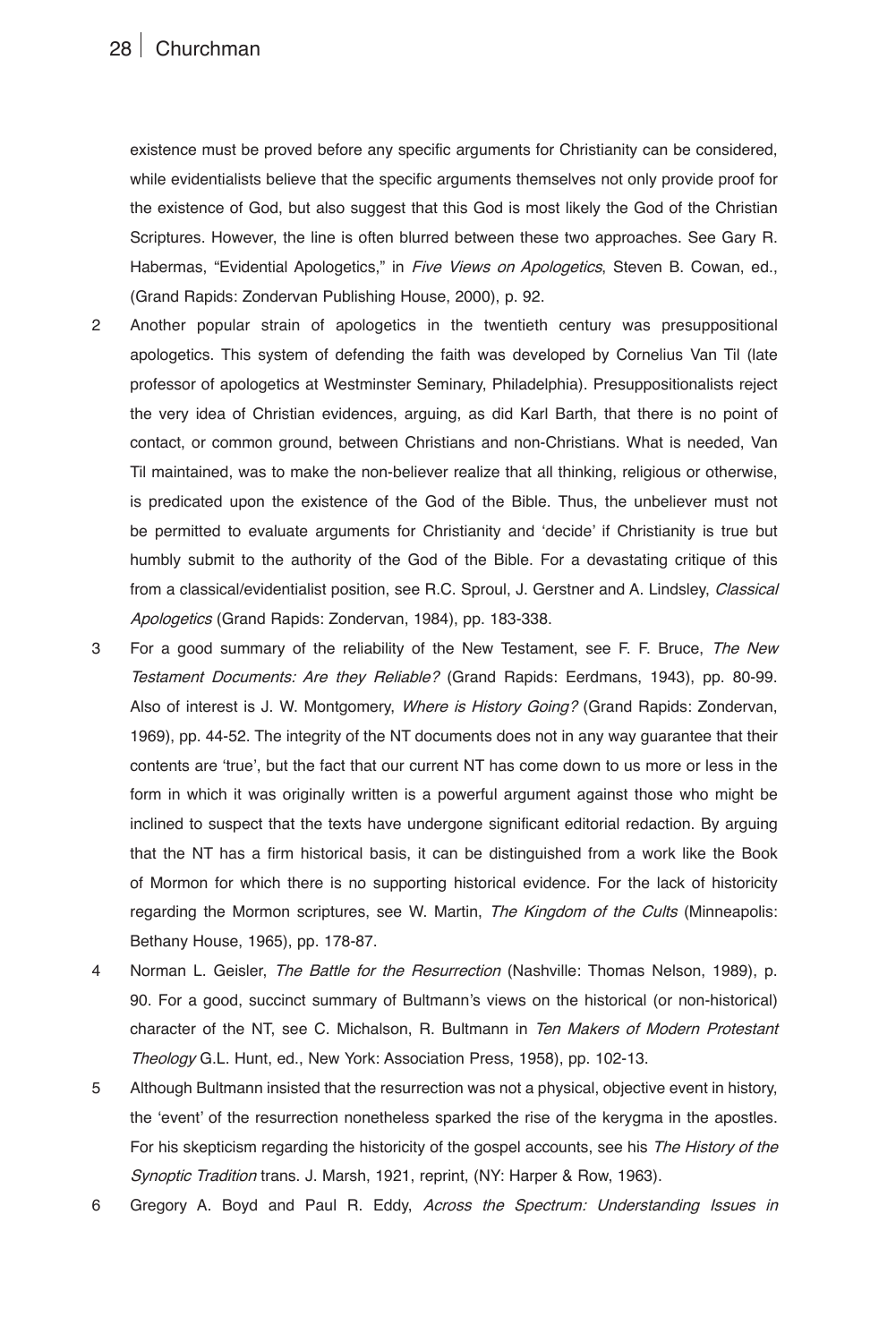existence must be proved before any specific arguments for Christianity can be considered, while evidentialists believe that the specific arguments themselves not only provide proof for the existence of God, but also suggest that this God is most likely the God of the Christian Scriptures. However, the line is often blurred between these two approaches. See Gary R. Habermas, "Evidential Apologetics," in *Five Views on Apologetics*, Steven B. Cowan, ed., (Grand Rapids: Zondervan Publishing House, 2000), p. 92.

2 Another popular strain of apologetics in the twentieth century was presuppositional apologetics. This system of defending the faith was developed by Cornelius Van Til (late professor of apologetics at Westminster Seminary, Philadelphia). Presuppositionalists reject the very idea of Christian evidences, arguing, as did Karl Barth, that there is no point of contact, or common ground, between Christians and non-Christians. What is needed, Van Til maintained, was to make the non-believer realize that all thinking, religious or otherwise, is predicated upon the existence of the God of the Bible. Thus, the unbeliever must not be permitted to evaluate arguments for Christianity and 'decide' if Christianity is true but humbly submit to the authority of the God of the Bible. For a devastating critique of this from a classical/evidentialist position, see R.C. Sproul, J. Gerstner and A. Lindsley, *Classical Apologetics* (Grand Rapids: Zondervan, 1984), pp. 183-338.

3 For a good summary of the reliability of the New Testament, see F. F. Bruce, *The New Testament Documents: Are they Reliable?* (Grand Rapids: Eerdmans, 1943), pp. 80-99. Also of interest is J. W. Montgomery, *Where is History Going?* (Grand Rapids: Zondervan, 1969), pp. 44-52. The integrity of the NT documents does not in any way guarantee that their contents are 'true', but the fact that our current NT has come down to us more or less in the form in which it was originally written is a powerful argument against those who might be inclined to suspect that the texts have undergone significant editorial redaction. By arguing that the NT has a firm historical basis, it can be distinguished from a work like the Book of Mormon for which there is no supporting historical evidence. For the lack of historicity regarding the Mormon scriptures, see W. Martin, *The Kingdom of the Cults* (Minneapolis: Bethany House, 1965), pp. 178-87.

4 Norman L. Geisler, *The Battle for the Resurrection* (Nashville: Thomas Nelson, 1989), p. 90. For a good, succinct summary of Bultmann's views on the historical (or non-historical) character of the NT, see C. Michalson, R. Bultmann in *Ten Makers of Modern Protestant Theology* G.L. Hunt, ed., New York: Association Press, 1958), pp. 102-13.

5 Although Bultmann insisted that the resurrection was not a physical, objective event in history, the 'event' of the resurrection nonetheless sparked the rise of the kerygma in the apostles. For his skepticism regarding the historicity of the gospel accounts, see his *The History of the Synoptic Tradition* trans. J. Marsh, 1921, reprint, (NY: Harper & Row, 1963).

6 Gregory A. Boyd and Paul R. Eddy, *Across the Spectrum: Understanding Issues in*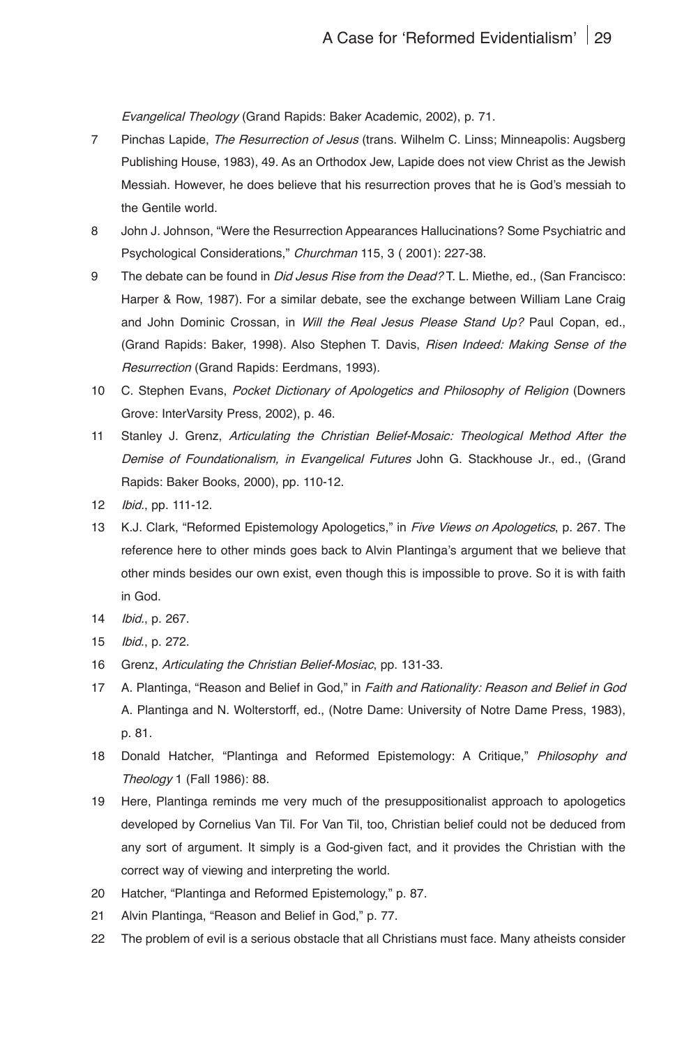*Evangelical Theology* (Grand Rapids: Baker Academic, 2002), p. 71.

7 Pinchas Lapide, *The Resurrection of Jesus* (trans. Wilhelm C. Linss; Minneapolis: Augsberg Publishing House, 1983), 49. As an Orthodox Jew, Lapide does not view Christ as the Jewish Messiah. However, he does believe that his resurrection proves that he is God's messiah to the Gentile world.

8 John J. Johnson, "Were the Resurrection Appearances Hallucinations? Some Psychiatric and Psychological Considerations," *Churchman* 115, 3 ( 2001): 227-38.

9 The debate can be found in *Did Jesus Rise from the Dead?* T. L. Miethe, ed., (San Francisco: Harper & Row, 1987). For a similar debate, see the exchange between William Lane Craig and John Dominic Crossan, in *Will the Real Jesus Please Stand Up?* Paul Copan, ed., (Grand Rapids: Baker, 1998). Also Stephen T. Davis, *Risen Indeed: Making Sense of the Resurrection* (Grand Rapids: Eerdmans, 1993).

10 C. Stephen Evans, *Pocket Dictionary of Apologetics and Philosophy of Religion* (Downers Grove: InterVarsity Press, 2002), p. 46.

11 Stanley J. Grenz, *Articulating the Christian Belief-Mosaic: Theological Method After the Demise of Foundationalism, in Evangelical Futures* John G. Stackhouse Jr., ed., (Grand Rapids: Baker Books, 2000), pp. 110-12.

12 *Ibid.*, pp. 111-12.

13 K.J. Clark, "Reformed Epistemology Apologetics," in *Five Views on Apologetics*, p. 267. The reference here to other minds goes back to Alvin Plantinga's argument that we believe that other minds besides our own exist, even though this is impossible to prove. So it is with faith in God.

14 *Ibid.*, p. 267.

15 *Ibid.*, p. 272.

16 Grenz, *Articulating the Christian Belief-Mosiac*, pp. 131-33.

17 A. Plantinga, "Reason and Belief in God," in *Faith and Rationality: Reason and Belief in God* A. Plantinga and N. Wolterstorff, ed., (Notre Dame: University of Notre Dame Press, 1983), p. 81.

18 Donald Hatcher, "Plantinga and Reformed Epistemology: A Critique," *Philosophy and Theology* 1 (Fall 1986): 88.

19 Here, Plantinga reminds me very much of the presuppositionalist approach to apologetics developed by Cornelius Van Til. For Van Til, too, Christian belief could not be deduced from any sort of argument. It simply is a God-given fact, and it provides the Christian with the correct way of viewing and interpreting the world.

20 Hatcher, "Plantinga and Reformed Epistemology," p. 87.

21 Alvin Plantinga, "Reason and Belief in God," p. 77.

22 The problem of evil is a serious obstacle that all Christians must face. Many atheists consider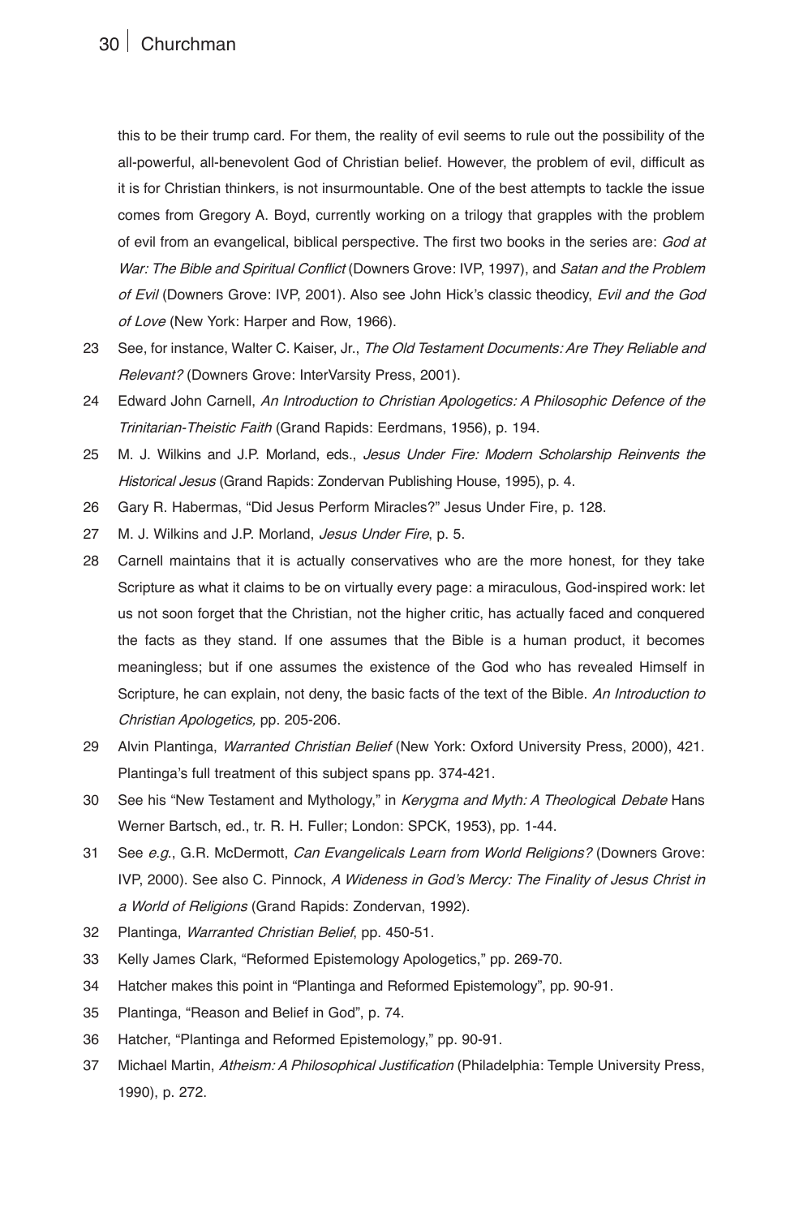this to be their trump card. For them, the reality of evil seems to rule out the possibility of the all-powerful, all-benevolent God of Christian belief. However, the problem of evil, difficult as it is for Christian thinkers, is not insurmountable. One of the best attempts to tackle the issue comes from Gregory A. Boyd, currently working on a trilogy that grapples with the problem of evil from an evangelical, biblical perspective. The first two books in the series are: *God at War: The Bible and Spiritual Conflict* (Downers Grove: IVP, 1997), and *Satan and the Problem of Evil* (Downers Grove: IVP, 2001). Also see John Hick's classic theodicy, *Evil and the God of Love* (New York: Harper and Row, 1966).

23 See, for instance, Walter C. Kaiser, Jr., *The Old Testament Documents: Are They Reliable and Relevant?* (Downers Grove: InterVarsity Press, 2001).

24 Edward John Carnell, *An Introduction to Christian Apologetics: A Philosophic Defence of the Trinitarian-Theistic Faith* (Grand Rapids: Eerdmans, 1956), p. 194.

25 M. J. Wilkins and J.P. Morland, eds., *Jesus Under Fire: Modern Scholarship Reinvents the Historical Jesus* (Grand Rapids: Zondervan Publishing House, 1995), p. 4.

26 Gary R. Habermas, "Did Jesus Perform Miracles?" Jesus Under Fire, p. 128.

27 M. J. Wilkins and J.P. Morland, *Jesus Under Fire*, p. 5.

28 Carnell maintains that it is actually conservatives who are the more honest, for they take Scripture as what it claims to be on virtually every page: a miraculous, God-inspired work: let us not soon forget that the Christian, not the higher critic, has actually faced and conquered the facts as they stand. If one assumes that the Bible is a human product, it becomes meaningless; but if one assumes the existence of the God who has revealed Himself in Scripture, he can explain, not deny, the basic facts of the text of the Bible. *An Introduction to Christian Apologetics,* pp. 205-206.

29 Alvin Plantinga, *Warranted Christian Belief* (New York: Oxford University Press, 2000), 421. Plantinga's full treatment of this subject spans pp. 374-421.

30 See his "New Testament and Mythology," in *Kerygma and Myth: A Theological Debate* Hans Werner Bartsch, ed., tr. R. H. Fuller; London: SPCK, 1953), pp. 1-44.

31 See *e.g.*, G.R. McDermott, *Can Evangelicals Learn from World Religions?* (Downers Grove: IVP, 2000). See also C. Pinnock, *A Wideness in God's Mercy: The Finality of Jesus Christ in a World of Religions* (Grand Rapids: Zondervan, 1992).

32 Plantinga, *Warranted Christian Belief*, pp. 450-51.

33 Kelly James Clark, "Reformed Epistemology Apologetics," pp. 269-70.

34 Hatcher makes this point in "Plantinga and Reformed Epistemology", pp. 90-91.

35 Plantinga, "Reason and Belief in God", p. 74.

36 Hatcher, "Plantinga and Reformed Epistemology," pp. 90-91.

37 Michael Martin, *Atheism: A Philosophical Justification* (Philadelphia: Temple University Press, 1990), p. 272.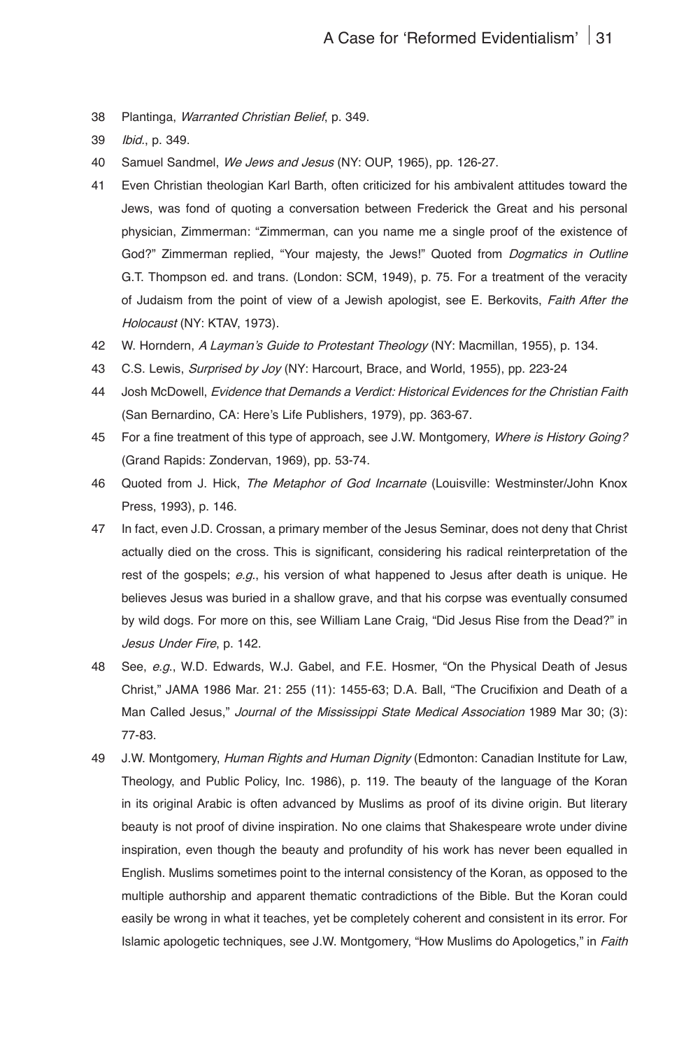38 Plantinga, *Warranted Christian Belief*, p. 349.

39 *Ibid*., p. 349.

40 Samuel Sandmel, *We Jews and Jesus* (NY: OUP, 1965), pp. 126-27.

41 Even Christian theologian Karl Barth, often criticized for his ambivalent attitudes toward the Jews, was fond of quoting a conversation between Frederick the Great and his personal physician, Zimmerman: "Zimmerman, can you name me a single proof of the existence of God?" Zimmerman replied, "Your majesty, the Jews!" Quoted from *Dogmatics in Outline* G.T. Thompson ed. and trans. (London: SCM, 1949), p. 75. For a treatment of the veracity of Judaism from the point of view of a Jewish apologist, see E. Berkovits, *Faith After the Holocaust* (NY: KTAV, 1973).

42 W. Horndern, *A Layman's Guide to Protestant Theology* (NY: Macmillan, 1955), p. 134.

43 C.S. Lewis, *Surprised by Joy* (NY: Harcourt, Brace, and World, 1955), pp. 223-24

44 Josh McDowell, *Evidence that Demands a Verdict: Historical Evidences for the Christian Faith* (San Bernardino, CA: Here's Life Publishers, 1979), pp. 363-67.

45 For a fine treatment of this type of approach, see J.W. Montgomery, *Where is History Going?* (Grand Rapids: Zondervan, 1969), pp. 53-74.

46 Quoted from J. Hick, *The Metaphor of God Incarnate* (Louisville: Westminster/John Knox Press, 1993), p. 146.

47 In fact, even J.D. Crossan, a primary member of the Jesus Seminar, does not deny that Christ actually died on the cross. This is significant, considering his radical reinterpretation of the rest of the gospels; *e.g*., his version of what happened to Jesus after death is unique. He believes Jesus was buried in a shallow grave, and that his corpse was eventually consumed by wild dogs. For more on this, see William Lane Craig, "Did Jesus Rise from the Dead?" in *Jesus Under Fire*, p. 142.

48 See, *e.g*., W.D. Edwards, W.J. Gabel, and F.E. Hosmer, "On the Physical Death of Jesus Christ," JAMA 1986 Mar. 21: 255 (11): 1455-63; D.A. Ball, "The Crucifixion and Death of a Man Called Jesus," *Journal of the Mississippi State Medical Association* 1989 Mar 30; (3): 77-83.

49 J.W. Montgomery, *Human Rights and Human Dignity* (Edmonton: Canadian Institute for Law, Theology, and Public Policy, Inc. 1986), p. 119. The beauty of the language of the Koran in its original Arabic is often advanced by Muslims as proof of its divine origin. But literary beauty is not proof of divine inspiration. No one claims that Shakespeare wrote under divine inspiration, even though the beauty and profundity of his work has never been equalled in English. Muslims sometimes point to the internal consistency of the Koran, as opposed to the multiple authorship and apparent thematic contradictions of the Bible. But the Koran could easily be wrong in what it teaches, yet be completely coherent and consistent in its error. For Islamic apologetic techniques, see J.W. Montgomery, "How Muslims do Apologetics," in *Faith*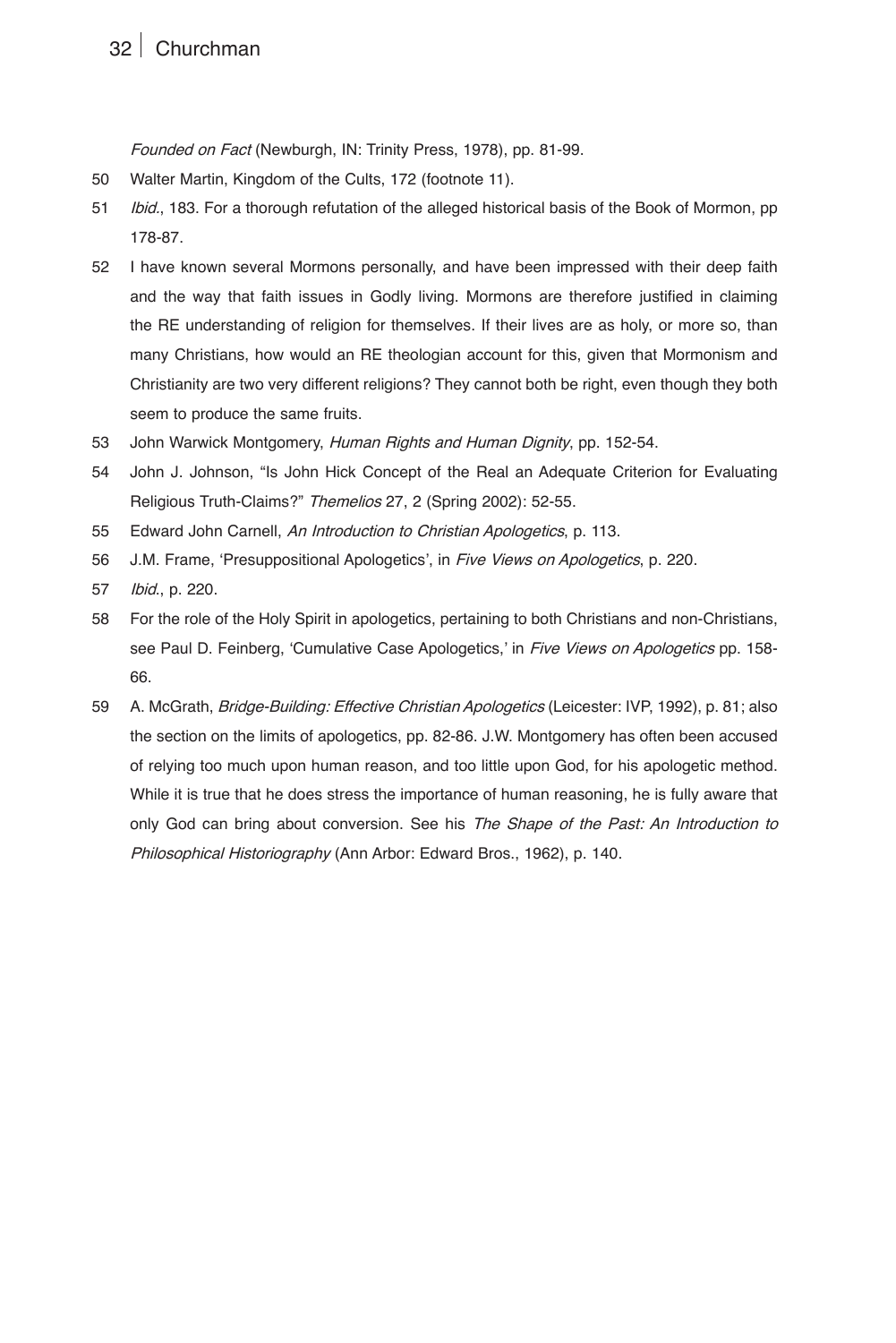*Founded on Fact* (Newburgh, IN: Trinity Press, 1978), pp. 81-99.

50 Walter Martin, Kingdom of the Cults, 172 (footnote 11).

51 *Ibid.*, 183. For a thorough refutation of the alleged historical basis of the Book of Mormon, pp 178-87.

52 I have known several Mormons personally, and have been impressed with their deep faith and the way that faith issues in Godly living. Mormons are therefore justified in claiming the RE understanding of religion for themselves. If their lives are as holy, or more so, than many Christians, how would an RE theologian account for this, given that Mormonism and Christianity are two very different religions? They cannot both be right, even though they both seem to produce the same fruits.

53 John Warwick Montgomery, *Human Rights and Human Dignity*, pp. 152-54.

54 John J. Johnson, "Is John Hick Concept of the Real an Adequate Criterion for Evaluating Religious Truth-Claims?" *Themelios* 27, 2 (Spring 2002): 52-55.

55 Edward John Carnell, *An Introduction to Christian Apologetics*, p. 113.

56 J.M. Frame, 'Presuppositional Apologetics', in *Five Views on Apologetics*, p. 220.

57 *Ibid.*, p. 220.

58 For the role of the Holy Spirit in apologetics, pertaining to both Christians and non-Christians, see Paul D. Feinberg, 'Cumulative Case Apologetics,' in *Five Views on Apologetics* pp. 158-66.

59 A. McGrath, *Bridge-Building: Effective Christian Apologetics* (Leicester: IVP, 1992), p. 81; also the section on the limits of apologetics, pp. 82-86. J.W. Montgomery has often been accused of relying too much upon human reason, and too little upon God, for his apologetic method. While it is true that he does stress the importance of human reasoning, he is fully aware that only God can bring about conversion. See his *The Shape of the Past: An Introduction to Philosophical Historiography* (Ann Arbor: Edward Bros., 1962), p. 140.